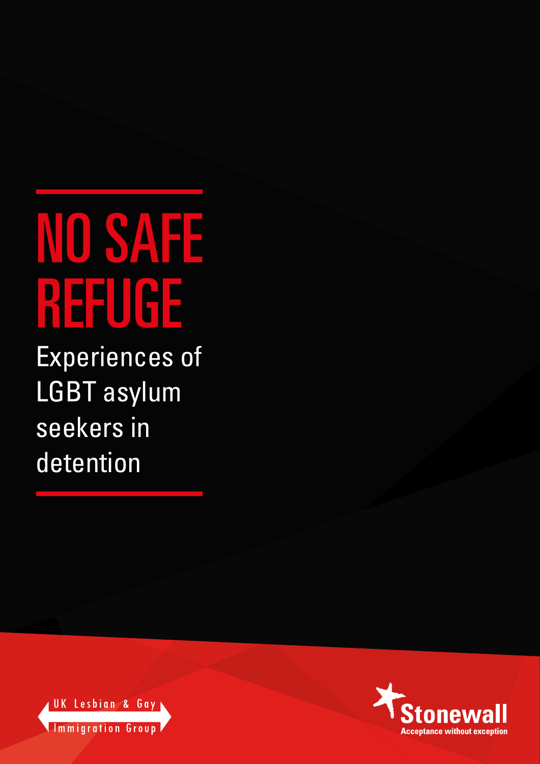# NO SAFE REFUGE

Experiences of LGBT asylum seekers in detention

UK Lesbian & Gay Immigration Group

Stonewall
Acceptance without exception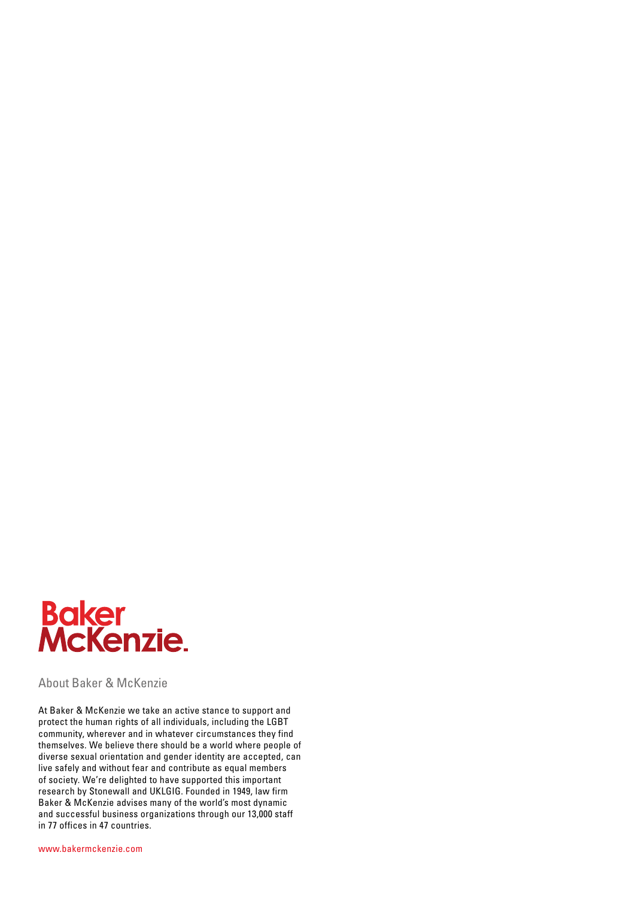Baker McKenzie.

## About Baker & McKenzie

At Baker & McKenzie we take an active stance to support and protect the human rights of all individuals, including the LGBT community, wherever and in whatever circumstances they find themselves. We believe there should be a world where people of diverse sexual orientation and gender identity are accepted, can live safely and without fear and contribute as equal members of society. We're delighted to have supported this important research by Stonewall and UKLGIG. Founded in 1949, law firm Baker & McKenzie advises many of the world's most dynamic and successful business organizations through our 13,000 staff in 77 offices in 47 countries.

www.bakermckenzie.com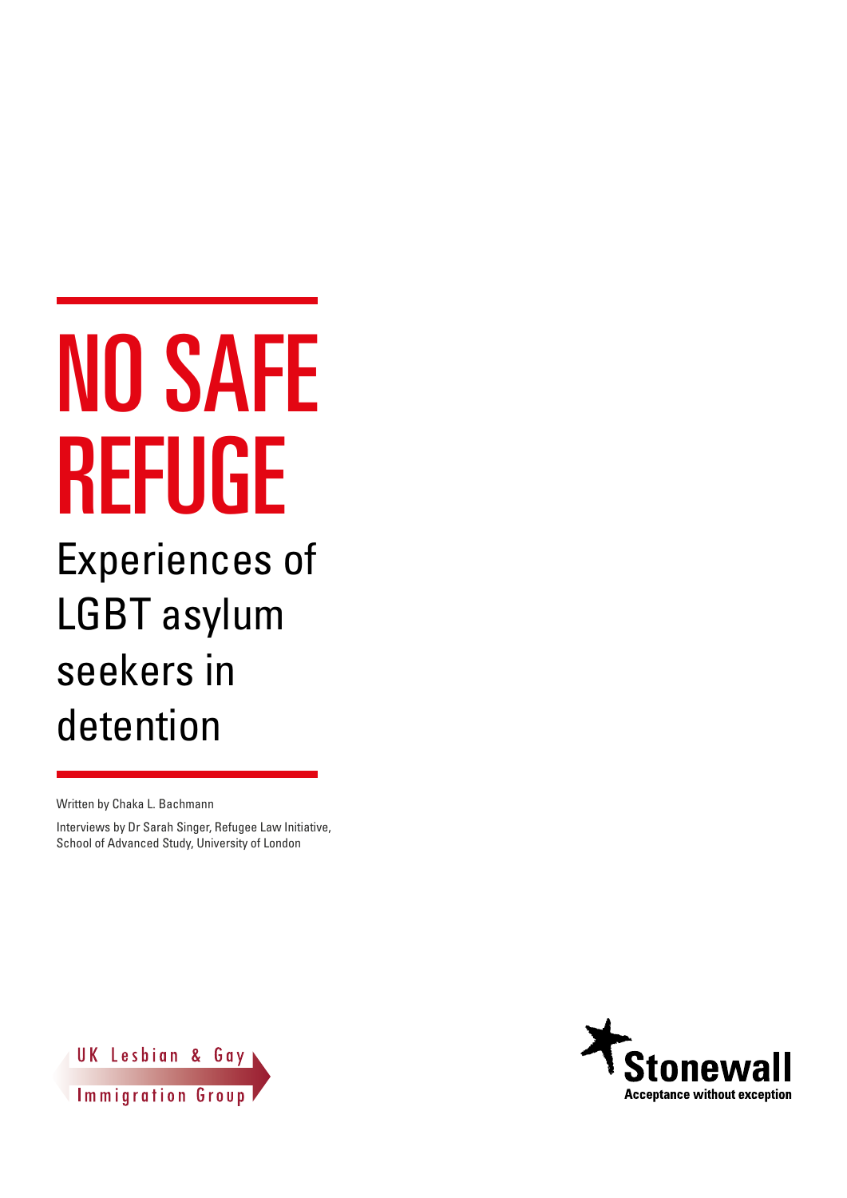# NO SAFE REFUGE

## Experiences of LGBT asylum seekers in detention

Written by Chaka L. Bachmann

Interviews by Dr Sarah Singer, Refugee Law Initiative, School of Advanced Study, University of London

UK Lesbian & Gay Immigration Group

Stonewall

Acceptance without exception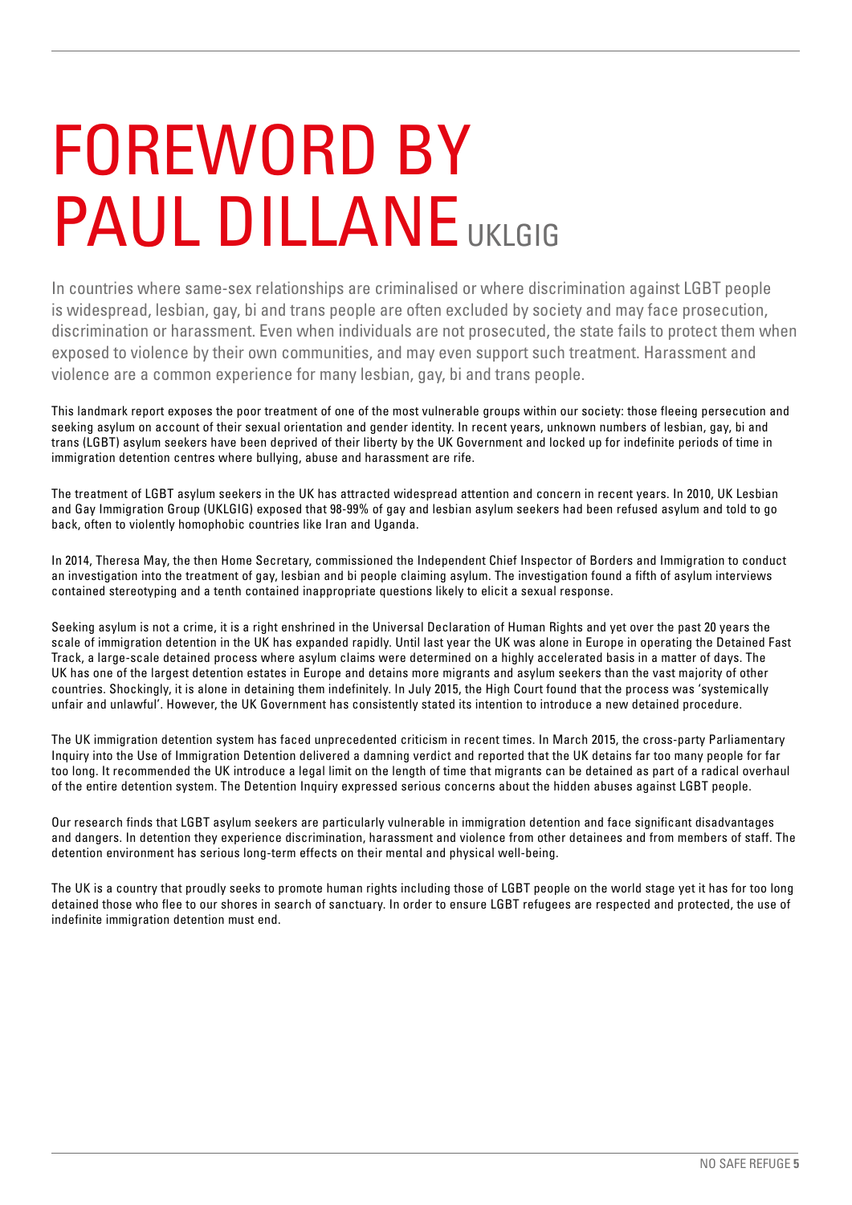# FOREWORD BY PAUL DILLANE UKLGIG

In countries where same-sex relationships are criminalised or where discrimination against LGBT people is widespread, lesbian, gay, bi and trans people are often excluded by society and may face prosecution, discrimination or harassment. Even when individuals are not prosecuted, the state fails to protect them when exposed to violence by their own communities, and may even support such treatment. Harassment and violence are a common experience for many lesbian, gay, bi and trans people.

This landmark report exposes the poor treatment of one of the most vulnerable groups within our society: those fleeing persecution and seeking asylum on account of their sexual orientation and gender identity. In recent years, unknown numbers of lesbian, gay, bi and trans (LGBT) asylum seekers have been deprived of their liberty by the UK Government and locked up for indefinite periods of time in immigration detention centres where bullying, abuse and harassment are rife.

The treatment of LGBT asylum seekers in the UK has attracted widespread attention and concern in recent years. In 2010, UK Lesbian and Gay Immigration Group (UKLGIG) exposed that 98-99% of gay and lesbian asylum seekers had been refused asylum and told to go back, often to violently homophobic countries like Iran and Uganda.

In 2014, Theresa May, the then Home Secretary, commissioned the Independent Chief Inspector of Borders and Immigration to conduct an investigation into the treatment of gay, lesbian and bi people claiming asylum. The investigation found a fifth of asylum interviews contained stereotyping and a tenth contained inappropriate questions likely to elicit a sexual response.

Seeking asylum is not a crime, it is a right enshrined in the Universal Declaration of Human Rights and yet over the past 20 years the scale of immigration detention in the UK has expanded rapidly. Until last year the UK was alone in Europe in operating the Detained Fast Track, a large-scale detained process where asylum claims were determined on a highly accelerated basis in a matter of days. The UK has one of the largest detention estates in Europe and detains more migrants and asylum seekers than the vast majority of other countries. Shockingly, it is alone in detaining them indefinitely. In July 2015, the High Court found that the process was 'systemically unfair and unlawful'. However, the UK Government has consistently stated its intention to introduce a new detained procedure.

The UK immigration detention system has faced unprecedented criticism in recent times. In March 2015, the cross-party Parliamentary Inquiry into the Use of Immigration Detention delivered a damning verdict and reported that the UK detains far too many people for far too long. It recommended the UK introduce a legal limit on the length of time that migrants can be detained as part of a radical overhaul of the entire detention system. The Detention Inquiry expressed serious concerns about the hidden abuses against LGBT people.

Our research finds that LGBT asylum seekers are particularly vulnerable in immigration detention and face significant disadvantages and dangers. In detention they experience discrimination, harassment and violence from other detainees and from members of staff. The detention environment has serious long-term effects on their mental and physical well-being.

The UK is a country that proudly seeks to promote human rights including those of LGBT people on the world stage yet it has for too long detained those who flee to our shores in search of sanctuary. In order to ensure LGBT refugees are respected and protected, the use of indefinite immigration detention must end.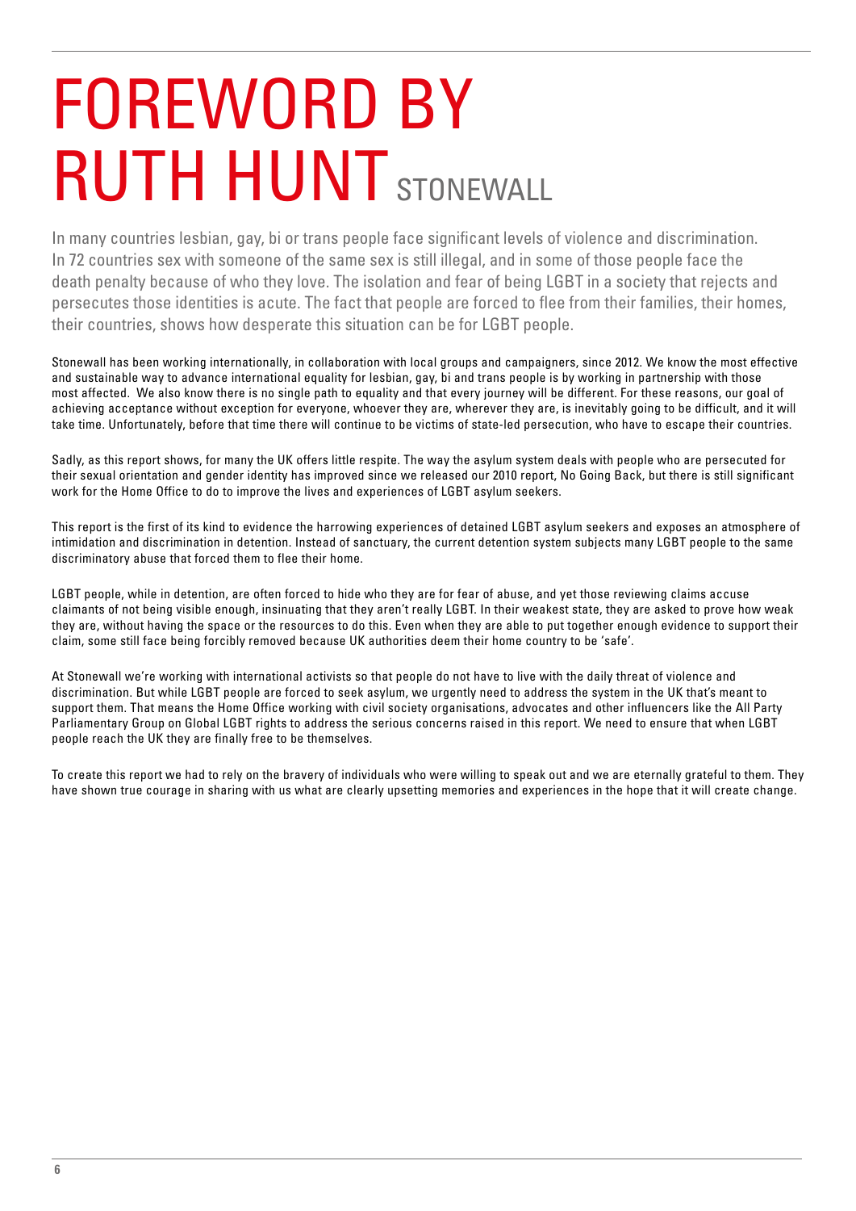# FOREWORD BY RUTH HUNT STONEWALL

In many countries lesbian, gay, bi or trans people face significant levels of violence and discrimination. In 72 countries sex with someone of the same sex is still illegal, and in some of those people face the death penalty because of who they love. The isolation and fear of being LGBT in a society that rejects and persecutes those identities is acute. The fact that people are forced to flee from their families, their homes, their countries, shows how desperate this situation can be for LGBT people.

Stonewall has been working internationally, in collaboration with local groups and campaigners, since 2012. We know the most effective and sustainable way to advance international equality for lesbian, gay, bi and trans people is by working in partnership with those most affected. We also know there is no single path to equality and that every journey will be different. For these reasons, our goal of achieving acceptance without exception for everyone, whoever they are, wherever they are, is inevitably going to be difficult, and it will take time. Unfortunately, before that time there will continue to be victims of state-led persecution, who have to escape their countries.

Sadly, as this report shows, for many the UK offers little respite. The way the asylum system deals with people who are persecuted for their sexual orientation and gender identity has improved since we released our 2010 report, No Going Back, but there is still significant work for the Home Office to do to improve the lives and experiences of LGBT asylum seekers.

This report is the first of its kind to evidence the harrowing experiences of detained LGBT asylum seekers and exposes an atmosphere of intimidation and discrimination in detention. Instead of sanctuary, the current detention system subjects many LGBT people to the same discriminatory abuse that forced them to flee their home.

LGBT people, while in detention, are often forced to hide who they are for fear of abuse, and yet those reviewing claims accuse claimants of not being visible enough, insinuating that they aren't really LGBT. In their weakest state, they are asked to prove how weak they are, without having the space or the resources to do this. Even when they are able to put together enough evidence to support their claim, some still face being forcibly removed because UK authorities deem their home country to be 'safe'.

At Stonewall we're working with international activists so that people do not have to live with the daily threat of violence and discrimination. But while LGBT people are forced to seek asylum, we urgently need to address the system in the UK that's meant to support them. That means the Home Office working with civil society organisations, advocates and other influencers like the All Party Parliamentary Group on Global LGBT rights to address the serious concerns raised in this report. We need to ensure that when LGBT people reach the UK they are finally free to be themselves.

To create this report we had to rely on the bravery of individuals who were willing to speak out and we are eternally grateful to them. They have shown true courage in sharing with us what are clearly upsetting memories and experiences in the hope that it will create change.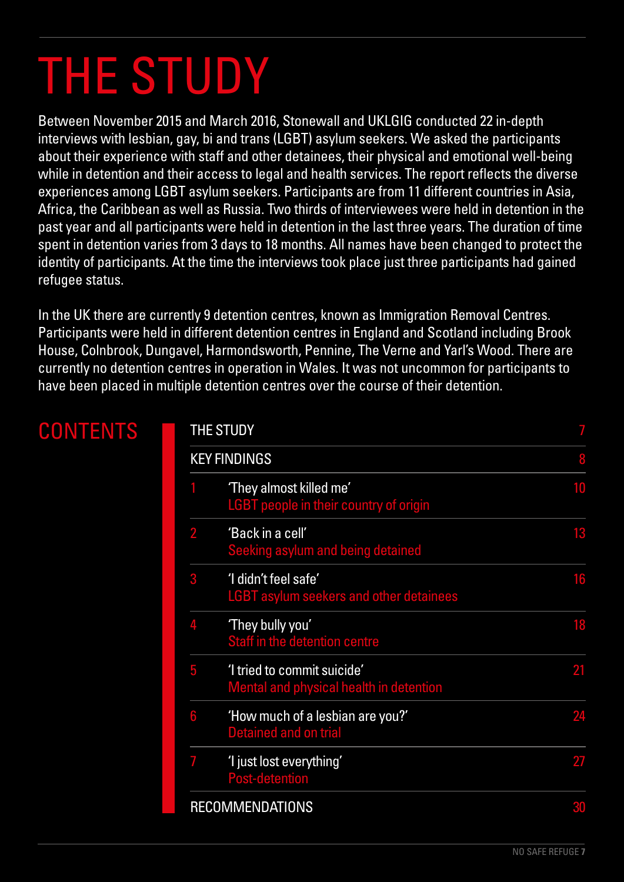# THE STUDY

Between November 2015 and March 2016, Stonewall and UKLGIG conducted 22 in-depth interviews with lesbian, gay, bi and trans (LGBT) asylum seekers. We asked the participants about their experience with staff and other detainees, their physical and emotional well-being while in detention and their access to legal and health services. The report reflects the diverse experiences among LGBT asylum seekers. Participants are from 11 different countries in Asia, Africa, the Caribbean as well as Russia. Two thirds of interviewees were held in detention in the past year and all participants were held in detention in the last three years. The duration of time spent in detention varies from 3 days to 18 months. All names have been changed to protect the identity of participants. At the time the interviews took place just three participants had gained refugee status.

In the UK there are currently 9 detention centres, known as Immigration Removal Centres. Participants were held in different detention centres in England and Scotland including Brook House, Colnbrook, Dungavel, Harmondsworth, Pennine, The Verne and Yarl's Wood. There are currently no detention centres in operation in Wales. It was not uncommon for participants to have been placed in multiple detention centres over the course of their detention.

## CONTENTS

| | | |
|---|---|---|
| THE STUDY | | 7 |
| KEY FINDINGS | | 8 |
| 1 | 'They almost killed me' LGBT people in their country of origin | 10 |
| 2 | 'Back in a cell' Seeking asylum and being detained | 13 |
| 3 | 'I didn't feel safe' LGBT asylum seekers and other detainees | 16 |
| 4 | 'They bully you' Staff in the detention centre | 18 |
| 5 | 'I tried to commit suicide' Mental and physical health in detention | 21 |
| 6 | 'How much of a lesbian are you?' Detained and on trial | 24 |
| 7 | 'I just lost everything' Post-detention | 27 |
| RECOMMENDATIONS | | 30 |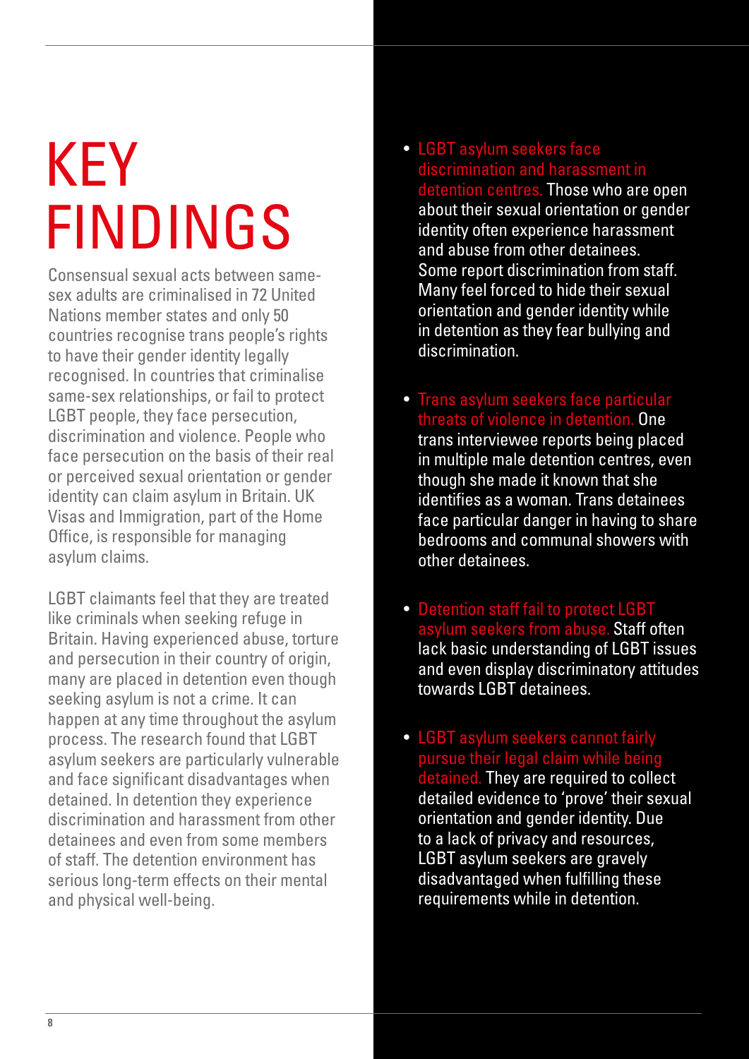# KEY FINDINGS

Consensual sexual acts between same-sex adults are criminalised in 72 United Nations member states and only 50 countries recognise trans people's rights to have their gender identity legally recognised. In countries that criminalise same-sex relationships, or fail to protect LGBT people, they face persecution, discrimination and violence. People who face persecution on the basis of their real or perceived sexual orientation or gender identity can claim asylum in Britain. UK Visas and Immigration, part of the Home Office, is responsible for managing asylum claims.

LGBT claimants feel that they are treated like criminals when seeking refuge in Britain. Having experienced abuse, torture and persecution in their country of origin, many are placed in detention even though seeking asylum is not a crime. It can happen at any time throughout the asylum process. The research found that LGBT asylum seekers are particularly vulnerable and face significant disadvantages when detained. In detention they experience discrimination and harassment from other detainees and even from some members of staff. The detention environment has serious long-term effects on their mental and physical well-being.

- **LGBT asylum seekers face discrimination and harassment in detention centres.** Those who are open about their sexual orientation or gender identity often experience harassment and abuse from other detainees. Some report discrimination from staff. Many feel forced to hide their sexual orientation and gender identity while in detention as they fear bullying and discrimination.

- **Trans asylum seekers face particular threats of violence in detention.** One trans interviewee reports being placed in multiple male detention centres, even though she made it known that she identifies as a woman. Trans detainees face particular danger in having to share bedrooms and communal showers with other detainees.

- **Detention staff fail to protect LGBT asylum seekers from abuse.** Staff often lack basic understanding of LGBT issues and even display discriminatory attitudes towards LGBT detainees.

- **LGBT asylum seekers cannot fairly pursue their legal claim while being detained.** They are required to collect detailed evidence to 'prove' their sexual orientation and gender identity. Due to a lack of privacy and resources, LGBT asylum seekers are gravely disadvantaged when fulfilling these requirements while in detention.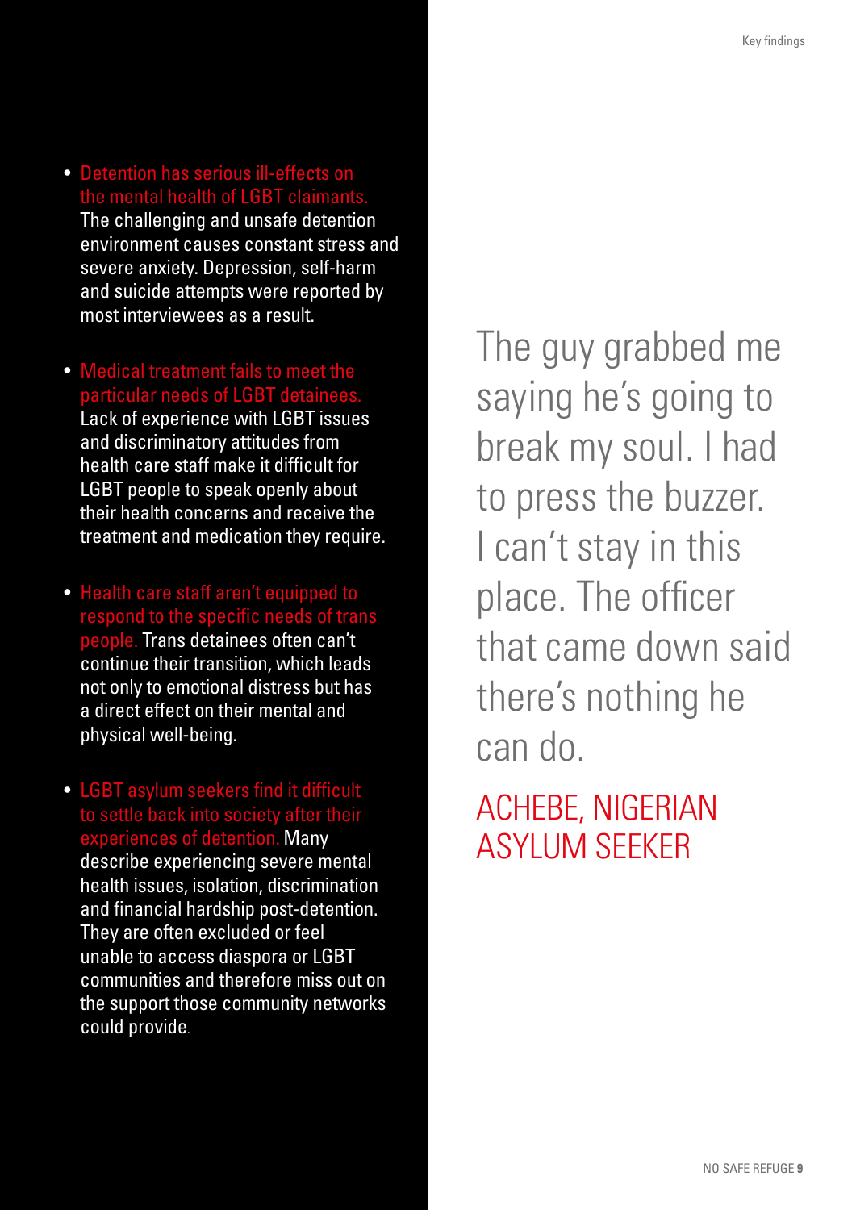- **Detection has serious ill-effects on the mental health of LGBT claimants.** The challenging and unsafe detention environment causes constant stress and severe anxiety. Depression, self-harm and suicide attempts were reported by most interviewees as a result.

- **Medical treatment fails to meet the particular needs of LGBT detainees.** Lack of experience with LGBT issues and discriminatory attitudes from health care staff make it difficult for LGBT people to speak openly about their health concerns and receive the treatment and medication they require.

- **Health care staff aren't equipped to respond to the specific needs of trans people.** Trans detainees often can't continue their transition, which leads not only to emotional distress but has a direct effect on their mental and physical well-being.

- **LGBT asylum seekers find it difficult to settle back into society after their experiences of detention.** Many describe experiencing severe mental health issues, isolation, discrimination and financial hardship post-detention. They are often excluded or feel unable to access diaspora or LGBT communities and therefore miss out on the support those community networks could provide.

> The guy grabbed me saying he's going to break my soul. I had to press the buzzer. I can't stay in this place. The officer that came down said there's nothing he can do.
>
> ACHEBE, NIGERIAN ASYLUM SEEKER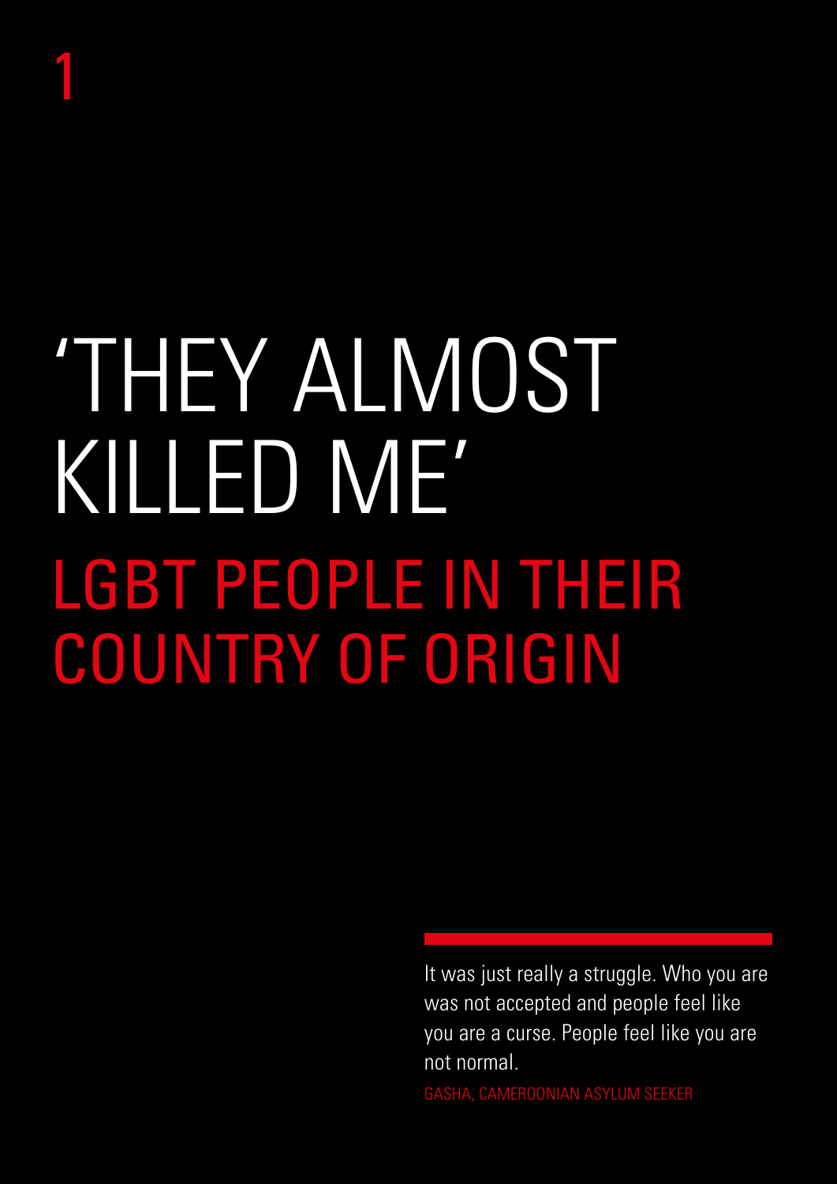1

# 'THEY ALMOST KILLED ME'

## LGBT PEOPLE IN THEIR COUNTRY OF ORIGIN

> It was just really a struggle. Who you are was not accepted and people feel like you are a curse. People feel like you are not normal.
>
> GASHA, CAMEROONIAN ASYLUM SEEKER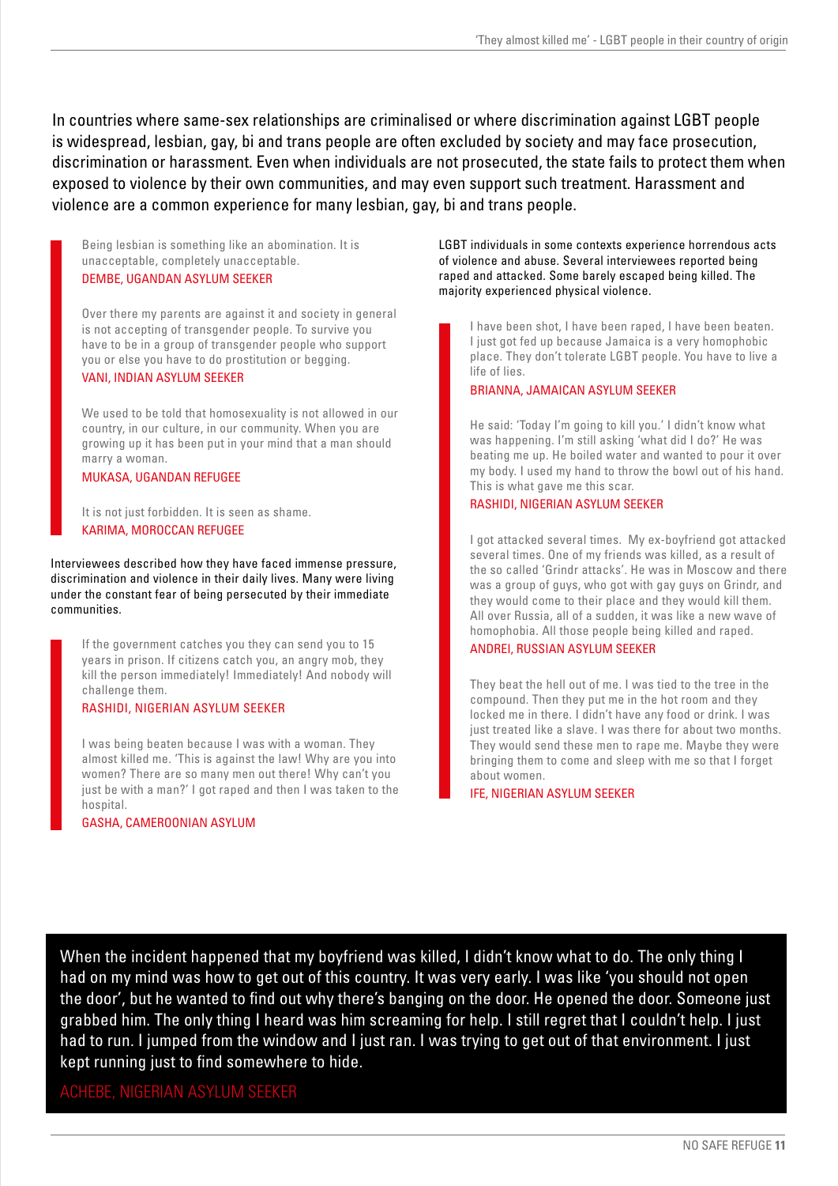In countries where same-sex relationships are criminalised or where discrimination against LGBT people is widespread, lesbian, gay, bi and trans people are often excluded by society and may face prosecution, discrimination or harassment. Even when individuals are not prosecuted, the state fails to protect them when exposed to violence by their own communities, and may even support such treatment. Harassment and violence are a common experience for many lesbian, gay, bi and trans people.

> Being lesbian is something like an abomination. It is unacceptable, completely unacceptable.
>
> DEMBE, UGANDAN ASYLUM SEEKER
>
> Over there my parents are against it and society in general is not accepting of transgender people. To survive you have to be in a group of transgender people who support you or else you have to do prostitution or begging.
>
> VANI, INDIAN ASYLUM SEEKER
>
> We used to be told that homosexuality is not allowed in our country, in our culture, in our community. When you are growing up it has been put in your mind that a man should marry a woman.
>
> MUKASA, UGANDAN REFUGEE
>
> It is not just forbidden. It is seen as shame.
>
> KARIMA, MOROCCAN REFUGEE

Interviewees described how they have faced immense pressure, discrimination and violence in their daily lives. Many were living under the constant fear of being persecuted by their immediate communities.

> If the government catches you they can send you to 15 years in prison. If citizens catch you, an angry mob, they kill the person immediately! Immediately! And nobody will challenge them.
>
> RASHIDI, NIGERIAN ASYLUM SEEKER
>
> I was being beaten because I was with a woman. They almost killed me. 'This is against the law! Why are you into women? There are so many men out there! Why can't you just be with a man?' I got raped and then I was taken to the hospital.
>
> GASHA, CAMEROONIAN ASYLUM

LGBT individuals in some contexts experience horrendous acts of violence and abuse. Several interviewees reported being raped and attacked. Some barely escaped being killed. The majority experienced physical violence.

> I have been shot, I have been raped, I have been beaten. I just got fed up because Jamaica is a very homophobic place. They don't tolerate LGBT people. You have to live a life of lies.
>
> BRIANNA, JAMAICAN ASYLUM SEEKER
>
> He said: 'Today I'm going to kill you.' I didn't know what was happening. I'm still asking 'what did I do?' He was beating me up. He boiled water and wanted to pour it over my body. I used my hand to throw the bowl out of his hand. This is what gave me this scar.
>
> RASHIDI, NIGERIAN ASYLUM SEEKER
>
> I got attacked several times. My ex-boyfriend got attacked several times. One of my friends was killed, as a result of the so called 'Grindr attacks'. He was in Moscow and there was a group of guys, who got with gay guys on Grindr, and they would come to their place and they would kill them. All over Russia, all of a sudden, it was like a new wave of homophobia. All those people being killed and raped.
>
> ANDREI, RUSSIAN ASYLUM SEEKER
>
> They beat the hell out of me. I was tied to the tree in the compound. Then they put me in the hot room and they locked me in there. I didn't have any food or drink. I was just treated like a slave. I was there for about two months. They would send these men to rape me. Maybe they were bringing them to come and sleep with me so that I forget about women.
>
> IFE, NIGERIAN ASYLUM SEEKER

> When the incident happened that my boyfriend was killed, I didn't know what to do. The only thing I had on my mind was how to get out of this country. It was very early. I was like 'you should not open the door', but he wanted to find out why there's banging on the door. He opened the door. Someone just grabbed him. The only thing I heard was him screaming for help. I still regret that I couldn't help. I just had to run. I jumped from the window and I just ran. I was trying to get out of that environment. I just kept running just to find somewhere to hide.
>
> ACHEBE, NIGERIAN ASYLUM SEEKER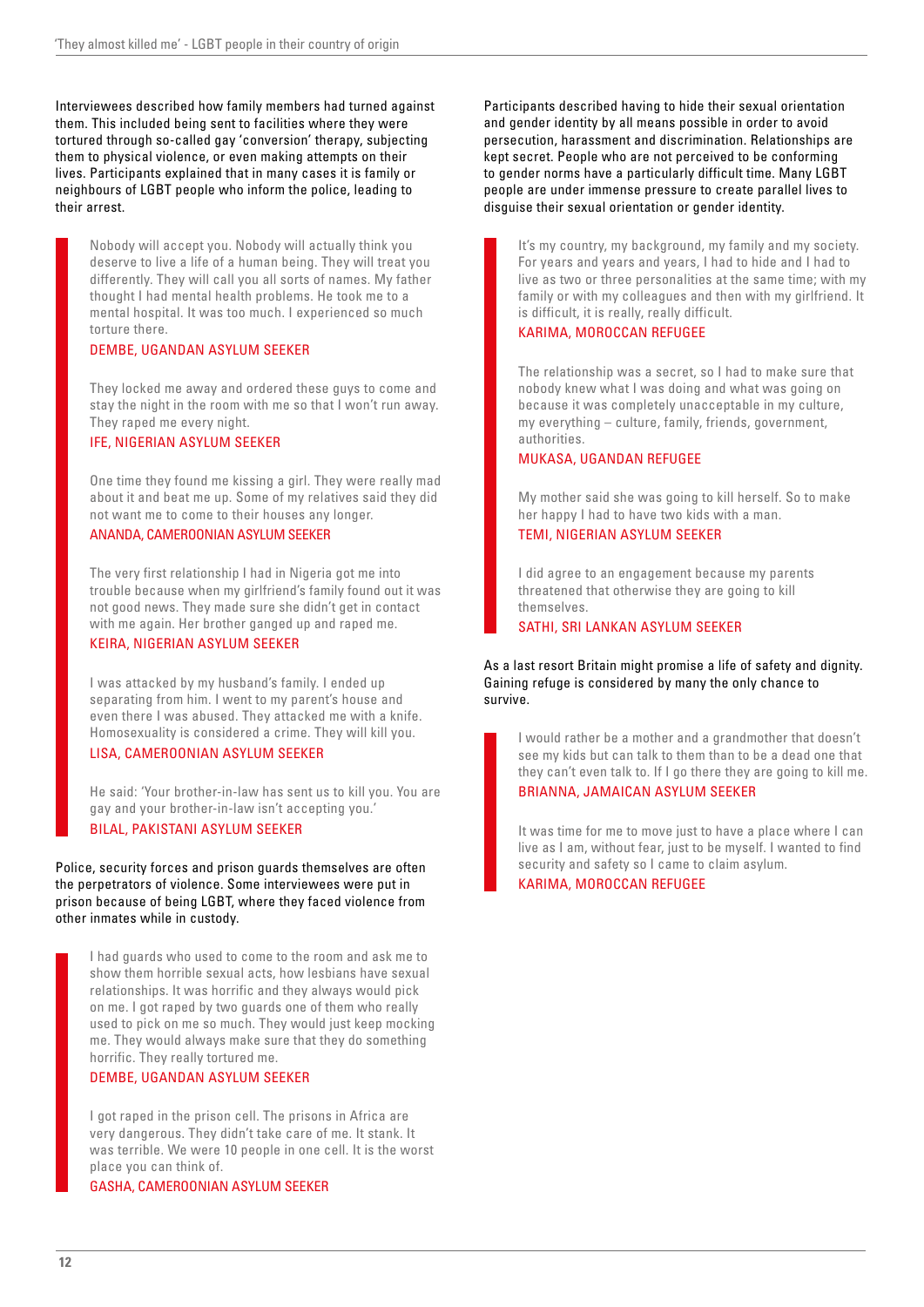Interviewees described how family members had turned against them. This included being sent to facilities where they were tortured through so-called gay 'conversion' therapy, subjecting them to physical violence, or even making attempts on their lives. Participants explained that in many cases it is family or neighbours of LGBT people who inform the police, leading to their arrest.

> Nobody will accept you. Nobody will actually think you deserve to live a life of a human being. They will treat you differently. They will call you all sorts of names. My father thought I had mental health problems. He took me to a mental hospital. It was too much. I experienced so much torture there.
>
> DEMBE, UGANDAN ASYLUM SEEKER

> They locked me away and ordered these guys to come and stay the night in the room with me so that I won't run away. They raped me every night.
>
> IFE, NIGERIAN ASYLUM SEEKER

> One time they found me kissing a girl. They were really mad about it and beat me up. Some of my relatives said they did not want me to come to their houses any longer.
>
> ANANDA, CAMEROONIAN ASYLUM SEEKER

> The very first relationship I had in Nigeria got me into trouble because when my girlfriend's family found out it was not good news. They made sure she didn't get in contact with me again. Her brother ganged up and raped me.
>
> KEIRA, NIGERIAN ASYLUM SEEKER

> I was attacked by my husband's family. I ended up separating from him. I went to my parent's house and even there I was abused. They attacked me with a knife. Homosexuality is considered a crime. They will kill you.
>
> LISA, CAMEROONIAN ASYLUM SEEKER

> He said: 'Your brother-in-law has sent us to kill you. You are gay and your brother-in-law isn't accepting you.'
>
> BILAL, PAKISTANI ASYLUM SEEKER

Police, security forces and prison guards themselves are often the perpetrators of violence. Some interviewees were put in prison because of being LGBT, where they faced violence from other inmates while in custody.

> I had guards who used to come to the room and ask me to show them horrible sexual acts, how lesbians have sexual relationships. It was horrific and they always would pick on me. I got raped by two guards one of them who really used to pick on me so much. They would just keep mocking me. They would always make sure that they do something horrific. They really tortured me.
>
> DEMBE, UGANDAN ASYLUM SEEKER

> I got raped in the prison cell. The prisons in Africa are very dangerous. They didn't take care of me. It stank. It was terrible. We were 10 people in one cell. It is the worst place you can think of.
>
> GASHA, CAMEROONIAN ASYLUM SEEKER

Participants described having to hide their sexual orientation and gender identity by all means possible in order to avoid persecution, harassment and discrimination. Relationships are kept secret. People who are not perceived to be conforming to gender norms have a particularly difficult time. Many LGBT people are under immense pressure to create parallel lives to disguise their sexual orientation or gender identity.

> It's my country, my background, my family and my society. For years and years and years, I had to hide and I had to live as two or three personalities at the same time; with my family or with my colleagues and then with my girlfriend. It is difficult, it is really, really difficult.
>
> KARIMA, MOROCCAN REFUGEE

> The relationship was a secret, so I had to make sure that nobody knew what I was doing and what was going on because it was completely unacceptable in my culture, my everything – culture, family, friends, government, authorities.
>
> MUKASA, UGANDAN REFUGEE

> My mother said she was going to kill herself. So to make her happy I had to have two kids with a man.
>
> TEMI, NIGERIAN ASYLUM SEEKER

> I did agree to an engagement because my parents threatened that otherwise they are going to kill themselves.
>
> SATHI, SRI LANKAN ASYLUM SEEKER

As a last resort Britain might promise a life of safety and dignity. Gaining refuge is considered by many the only chance to survive.

> I would rather be a mother and a grandmother that doesn't see my kids but can talk to them than to be a dead one that they can't even talk to. If I go there they are going to kill me.
>
> BRIANNA, JAMAICAN ASYLUM SEEKER

> It was time for me to move just to have a place where I can live as I am, without fear, just to be myself. I wanted to find security and safety so I came to claim asylum.
>
> KARIMA, MOROCCAN REFUGEE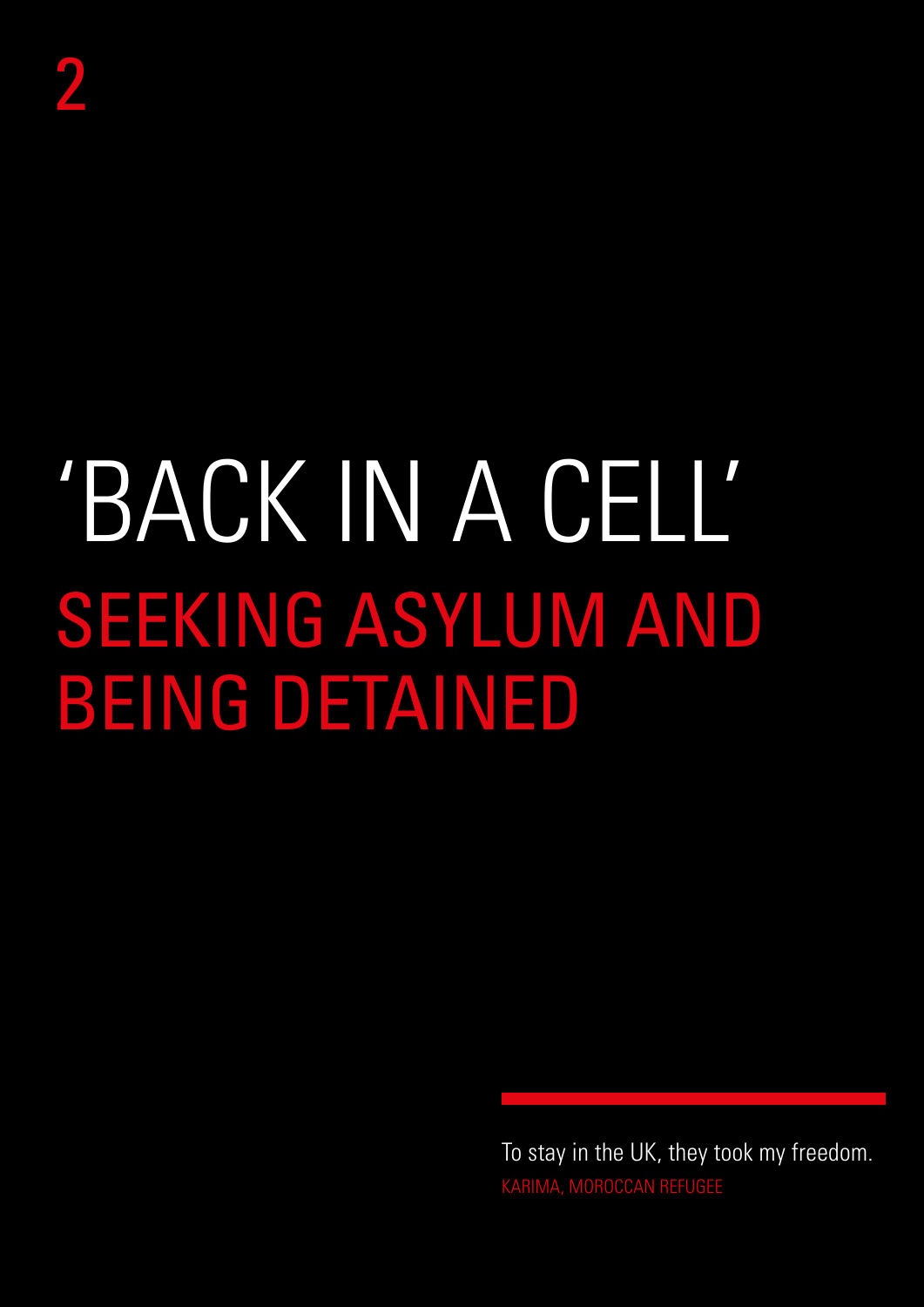2

# 'BACK IN A CELL'

# SEEKING ASYLUM AND BEING DETAINED

> To stay in the UK, they took my freedom.
>
> KARIMA, MOROCCAN REFUGEE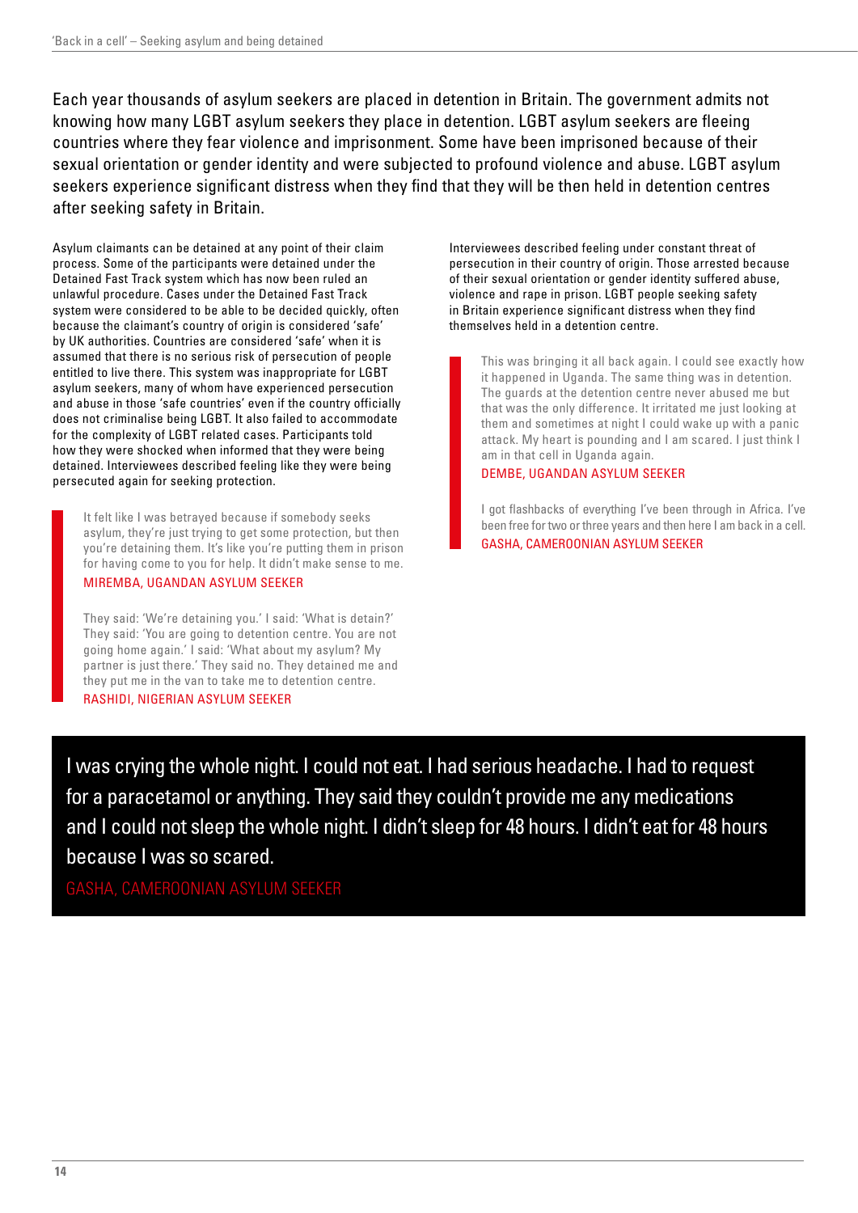Each year thousands of asylum seekers are placed in detention in Britain. The government admits not knowing how many LGBT asylum seekers they place in detention. LGBT asylum seekers are fleeing countries where they fear violence and imprisonment. Some have been imprisoned because of their sexual orientation or gender identity and were subjected to profound violence and abuse. LGBT asylum seekers experience significant distress when they find that they will be then held in detention centres after seeking safety in Britain.

Asylum claimants can be detained at any point of their claim process. Some of the participants were detained under the Detained Fast Track system which has now been ruled an unlawful procedure. Cases under the Detained Fast Track system were considered to be able to be decided quickly, often because the claimant's country of origin is considered 'safe' by UK authorities. Countries are considered 'safe' when it is assumed that there is no serious risk of persecution of people entitled to live there. This system was inappropriate for LGBT asylum seekers, many of whom have experienced persecution and abuse in those 'safe countries' even if the country officially does not criminalise being LGBT. It also failed to accommodate for the complexity of LGBT related cases. Participants told how they were shocked when informed that they were being detained. Interviewees described feeling like they were being persecuted again for seeking protection.

> It felt like I was betrayed because if somebody seeks asylum, they're just trying to get some protection, but then you're detaining them. It's like you're putting them in prison for having come to you for help. It didn't make sense to me.
>
> MIREMBA, UGANDAN ASYLUM SEEKER

> They said: 'We're detaining you.' I said: 'What is detain?' They said: 'You are going to detention centre. You are not going home again.' I said: 'What about my asylum? My partner is just there.' They said no. They detained me and they put me in the van to take me to detention centre.
>
> RASHIDI, NIGERIAN ASYLUM SEEKER

Interviewees described feeling under constant threat of persecution in their country of origin. Those arrested because of their sexual orientation or gender identity suffered abuse, violence and rape in prison. LGBT people seeking safety in Britain experience significant distress when they find themselves held in a detention centre.

> This was bringing it all back again. I could see exactly how it happened in Uganda. The same thing was in detention. The guards at the detention centre never abused me but that was the only difference. It irritated me just looking at them and sometimes at night I could wake up with a panic attack. My heart is pounding and I am scared. I just think I am in that cell in Uganda again.
>
> DEMBE, UGANDAN ASYLUM SEEKER

> I got flashbacks of everything I've been through in Africa. I've been free for two or three years and then here I am back in a cell.
>
> GASHA, CAMEROONIAN ASYLUM SEEKER

> I was crying the whole night. I could not eat. I had serious headache. I had to request for a paracetamol or anything. They said they couldn't provide me any medications and I could not sleep the whole night. I didn't sleep for 48 hours. I didn't eat for 48 hours because I was so scared.
>
> GASHA, CAMEROONIAN ASYLUM SEEKER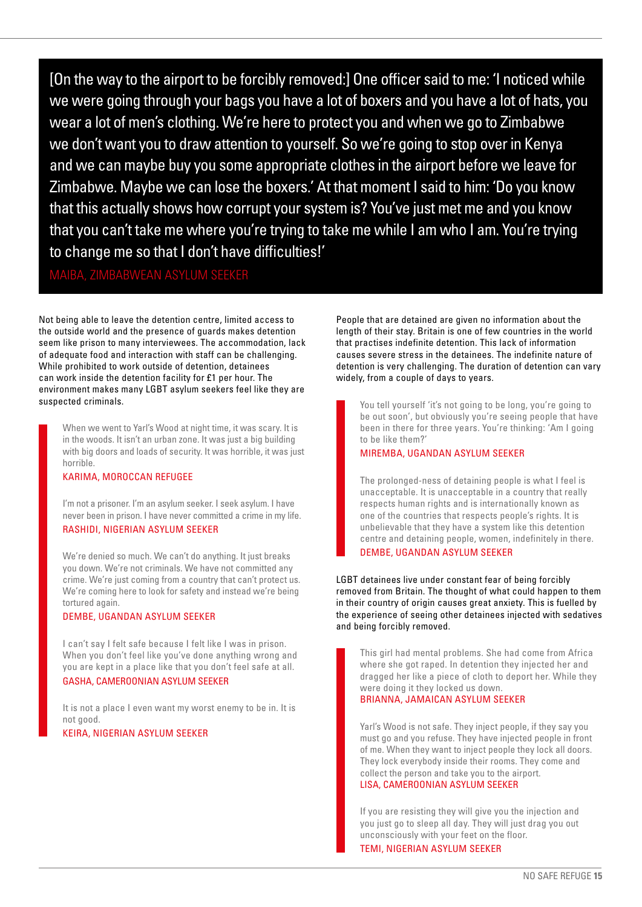> [On the way to the airport to be forcibly removed:] One officer said to me: 'I noticed while we were going through your bags you have a lot of boxers and you have a lot of hats, you wear a lot of men's clothing. We're here to protect you and when we go to Zimbabwe we don't want you to draw attention to yourself. So we're going to stop over in Kenya and we can maybe buy you some appropriate clothes in the airport before we leave for Zimbabwe. Maybe we can lose the boxers.' At that moment I said to him: 'Do you know that this actually shows how corrupt your system is? You've just met me and you know that you can't take me where you're trying to take me while I am who I am. You're trying to change me so that I don't have difficulties!'
>
> MAIBA, ZIMBABWEAN ASYLUM SEEKER

Not being able to leave the detention centre, limited access to the outside world and the presence of guards makes detention seem like prison to many interviewees. The accommodation, lack of adequate food and interaction with staff can be challenging. While prohibited to work outside of detention, detainees can work inside the detention facility for £1 per hour. The environment makes many LGBT asylum seekers feel like they are suspected criminals.

> When we went to Yarl's Wood at night time, it was scary. It is in the woods. It isn't an urban zone. It was just a big building with big doors and loads of security. It was horrible, it was just horrible.
>
> KARIMA, MOROCCAN REFUGEE

> I'm not a prisoner. I'm an asylum seeker. I seek asylum. I have never been in prison. I have never committed a crime in my life.
>
> RASHIDI, NIGERIAN ASYLUM SEEKER

> We're denied so much. We can't do anything. It just breaks you down. We're not criminals. We have not committed any crime. We're just coming from a country that can't protect us. We're coming here to look for safety and instead we're being tortured again.
>
> DEMBE, UGANDAN ASYLUM SEEKER

> I can't say I felt safe because I felt like I was in prison. When you don't feel like you've done anything wrong and you are kept in a place like that you don't feel safe at all.
>
> GASHA, CAMEROONIAN ASYLUM SEEKER

> It is not a place I even want my worst enemy to be in. It is not good.
>
> KEIRA, NIGERIAN ASYLUM SEEKER

People that are detained are given no information about the length of their stay. Britain is one of few countries in the world that practises indefinite detention. This lack of information causes severe stress in the detainees. The indefinite nature of detention is very challenging. The duration of detention can vary widely, from a couple of days to years.

> You tell yourself 'it's not going to be long, you're going to be out soon', but obviously you're seeing people that have been in there for three years. You're thinking: 'Am I going to be like them?'
>
> MIREMBA, UGANDAN ASYLUM SEEKER

> The prolonged-ness of detaining people is what I feel is unacceptable. It is unacceptable in a country that really respects human rights and is internationally known as one of the countries that respects people's rights. It is unbelievable that they have a system like this detention centre and detaining people, women, indefinitely in there.
>
> DEMBE, UGANDAN ASYLUM SEEKER

LGBT detainees live under constant fear of being forcibly removed from Britain. The thought of what could happen to them in their country of origin causes great anxiety. This is fuelled by the experience of seeing other detainees injected with sedatives and being forcibly removed.

> This girl had mental problems. She had come from Africa where she got raped. In detention they injected her and dragged her like a piece of cloth to deport her. While they were doing it they locked us down.
>
> BRIANNA, JAMAICAN ASYLUM SEEKER

> Yarl's Wood is not safe. They inject people, if they say you must go and you refuse. They have injected people in front of me. When they want to inject people they lock all doors. They lock everybody inside their rooms. They come and collect the person and take you to the airport.
>
> LISA, CAMEROONIAN ASYLUM SEEKER

> If you are resisting they will give you the injection and you just go to sleep all day. They will just drag you out unconsciously with your feet on the floor.
>
> TEMI, NIGERIAN ASYLUM SEEKER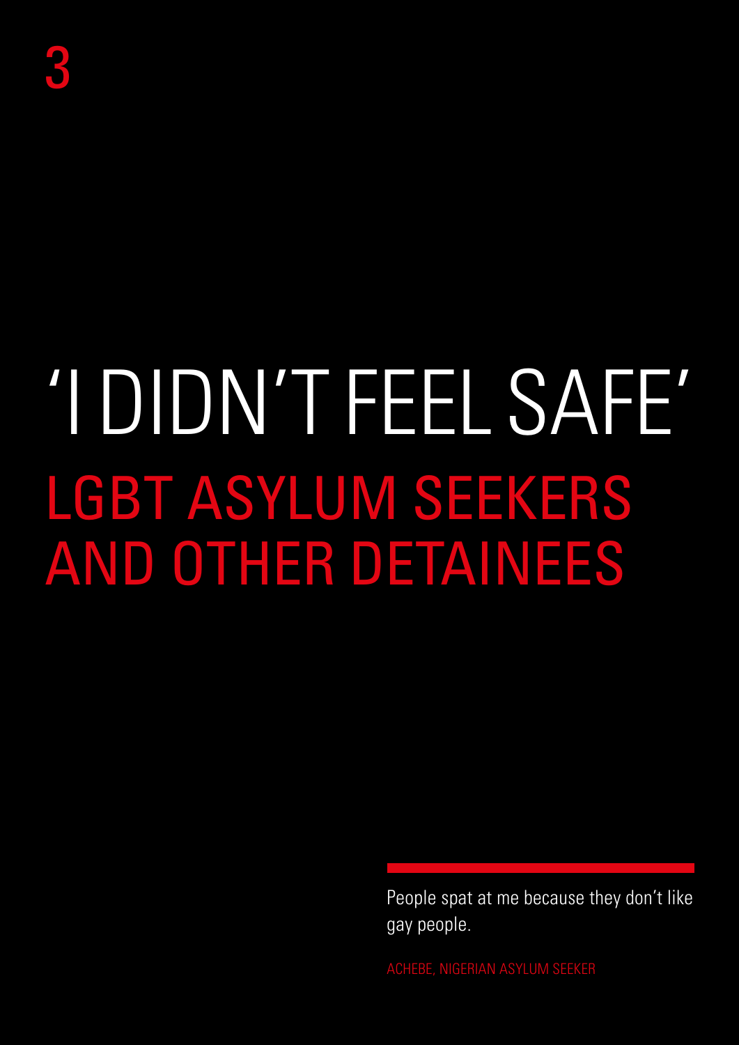3

# 'I DIDN'T FEEL SAFE' LGBT ASYLUM SEEKERS AND OTHER DETAINEES

> People spat at me because they don't like gay people.
>
> ACHEBE, NIGERIAN ASYLUM SEEKER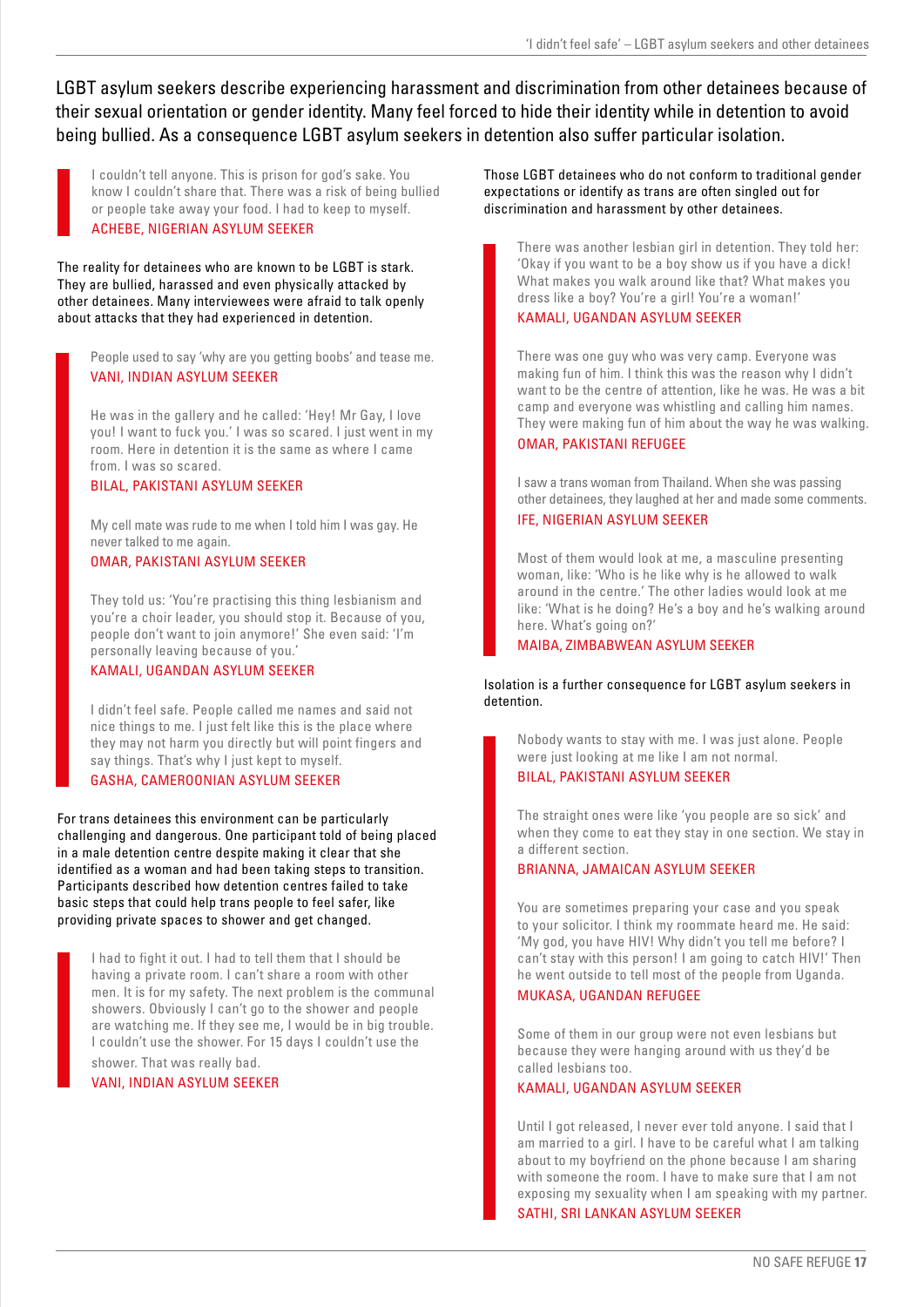LGBT asylum seekers describe experiencing harassment and discrimination from other detainees because of their sexual orientation or gender identity. Many feel forced to hide their identity while in detention to avoid being bullied. As a consequence LGBT asylum seekers in detention also suffer particular isolation.

> I couldn't tell anyone. This is prison for god's sake. You know I couldn't share that. There was a risk of being bullied or people take away your food. I had to keep to myself.
> ACHEBE, NIGERIAN ASYLUM SEEKER

The reality for detainees who are known to be LGBT is stark. They are bullied, harassed and even physically attacked by other detainees. Many interviewees were afraid to talk openly about attacks that they had experienced in detention.

> People used to say 'why are you getting boobs' and tease me.
> VANI, INDIAN ASYLUM SEEKER

> He was in the gallery and he called: 'Hey! Mr Gay, I love you! I want to fuck you.' I was so scared. I just went in my room. Here in detention it is the same as where I came from. I was so scared.
> BILAL, PAKISTANI ASYLUM SEEKER

> My cell mate was rude to me when I told him I was gay. He never talked to me again.
> OMAR, PAKISTANI ASYLUM SEEKER

> They told us: 'You're practising this thing lesbianism and you're a choir leader, you should stop it. Because of you, people don't want to join anymore!' She even said: 'I'm personally leaving because of you.'
> KAMALI, UGANDAN ASYLUM SEEKER

> I didn't feel safe. People called me names and said not nice things to me. I just felt like this is the place where they may not harm you directly but will point fingers and say things. That's why I just kept to myself.
> GASHA, CAMEROONIAN ASYLUM SEEKER

For trans detainees this environment can be particularly challenging and dangerous. One participant told of being placed in a male detention centre despite making it clear that she identified as a woman and had been taking steps to transition. Participants described how detention centres failed to take basic steps that could help trans people to feel safer, like providing private spaces to shower and get changed.

> I had to fight it out. I had to tell them that I should be having a private room. I can't share a room with other men. It is for my safety. The next problem is the communal showers. Obviously I can't go to the shower and people are watching me. If they see me, I would be in big trouble. I couldn't use the shower. For 15 days I couldn't use the shower. That was really bad.
> VANI, INDIAN ASYLUM SEEKER

Those LGBT detainees who do not conform to traditional gender expectations or identify as trans are often singled out for discrimination and harassment by other detainees.

> There was another lesbian girl in detention. They told her: 'Okay if you want to be a boy show us if you have a dick! What makes you walk around like that? What makes you dress like a boy? You're a girl! You're a woman!'
> KAMALI, UGANDAN ASYLUM SEEKER

> There was one guy who was very camp. Everyone was making fun of him. I think this was the reason why I didn't want to be the centre of attention, like he was. He was a bit camp and everyone was whistling and calling him names. They were making fun of him about the way he was walking.
> OMAR, PAKISTANI REFUGEE

> I saw a trans woman from Thailand. When she was passing other detainees, they laughed at her and made some comments.
> IFE, NIGERIAN ASYLUM SEEKER

> Most of them would look at me, a masculine presenting woman, like: 'Who is he like why is he allowed to walk around in the centre.' The other ladies would look at me like: 'What is he doing? He's a boy and he's walking around here. What's going on?'
> MAIBA, ZIMBABWEAN ASYLUM SEEKER

Isolation is a further consequence for LGBT asylum seekers in detention.

> Nobody wants to stay with me. I was just alone. People were just looking at me like I am not normal.
> BILAL, PAKISTANI ASYLUM SEEKER

> The straight ones were like 'you people are so sick' and when they come to eat they stay in one section. We stay in a different section.
> BRIANNA, JAMAICAN ASYLUM SEEKER

> You are sometimes preparing your case and you speak to your solicitor. I think my roommate heard me. He said: 'My god, you have HIV! Why didn't you tell me before? I can't stay with this person! I am going to catch HIV!' Then he went outside to tell most of the people from Uganda.
> MUKASA, UGANDAN REFUGEE

> Some of them in our group were not even lesbians but because they were hanging around with us they'd be called lesbians too.
> KAMALI, UGANDAN ASYLUM SEEKER

> Until I got released, I never ever told anyone. I said that I am married to a girl. I have to be careful what I am talking about to my boyfriend on the phone because I am sharing with someone the room. I have to make sure that I am not exposing my sexuality when I am speaking with my partner.
> SATHI, SRI LANKAN ASYLUM SEEKER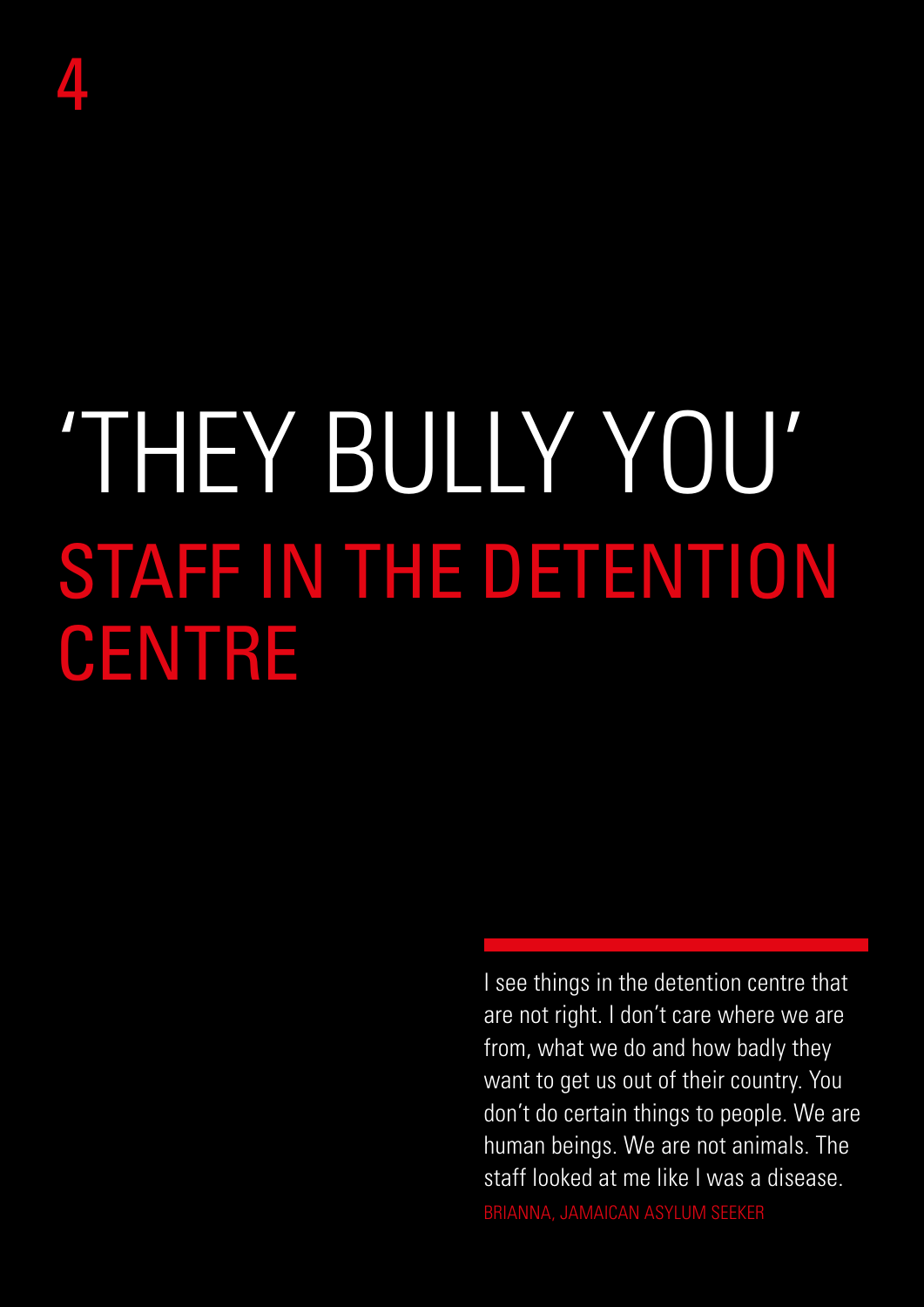4

# 'THEY BULLY YOU'

## STAFF IN THE DETENTION CENTRE

I see things in the detention centre that are not right. I don't care where we are from, what we do and how badly they want to get us out of their country. You don't do certain things to people. We are human beings. We are not animals. The staff looked at me like I was a disease.

BRIANNA, JAMAICAN ASYLUM SEEKER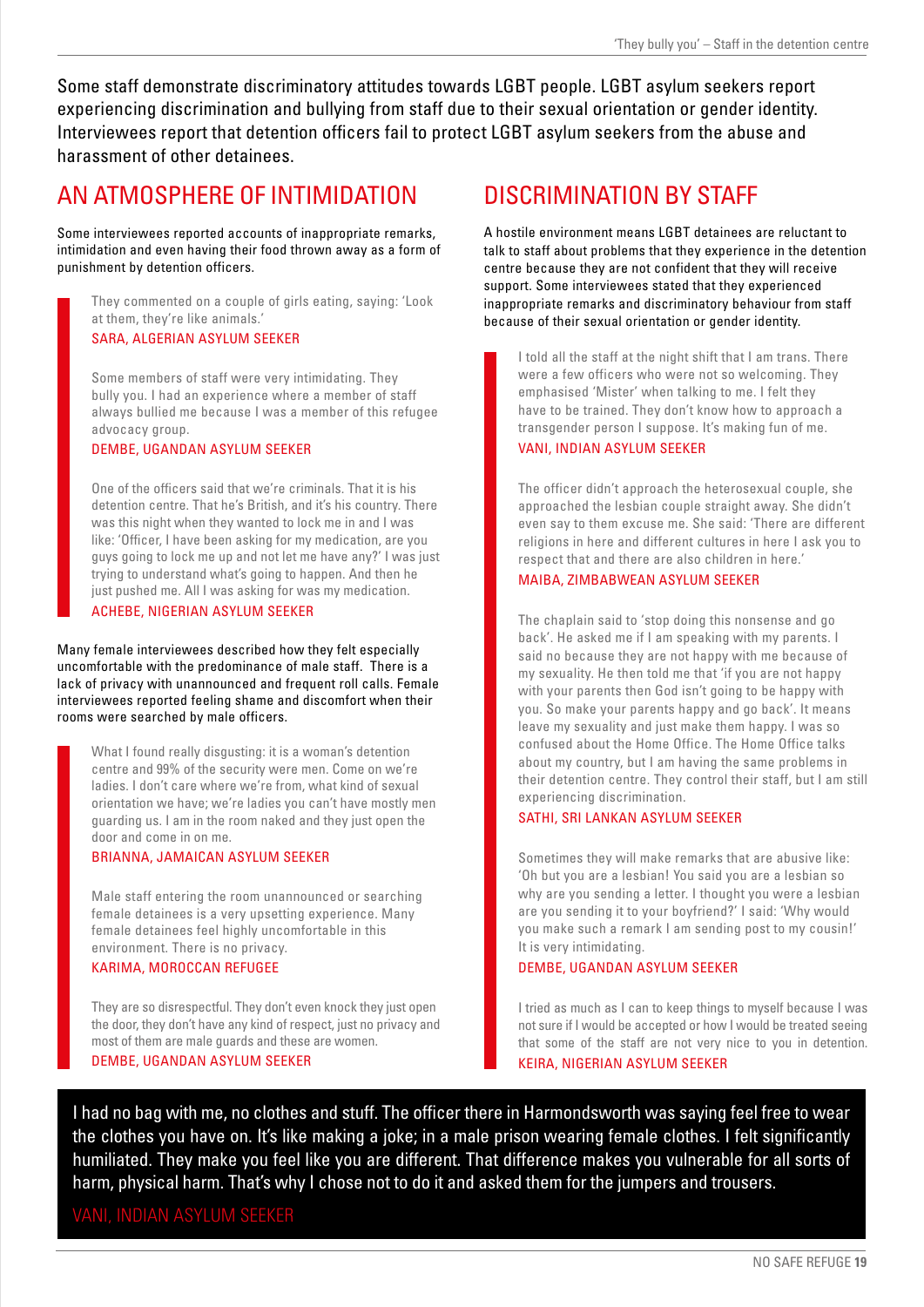Some staff demonstrate discriminatory attitudes towards LGBT people. LGBT asylum seekers report experiencing discrimination and bullying from staff due to their sexual orientation or gender identity. Interviewees report that detention officers fail to protect LGBT asylum seekers from the abuse and harassment of other detainees.

## AN ATMOSPHERE OF INTIMIDATION

Some interviewees reported accounts of inappropriate remarks, intimidation and even having their food thrown away as a form of punishment by detention officers.

> They commented on a couple of girls eating, saying: 'Look at them, they're like animals.'
>
> SARA, ALGERIAN ASYLUM SEEKER

> Some members of staff were very intimidating. They bully you. I had an experience where a member of staff always bullied me because I was a member of this refugee advocacy group.
>
> DEMBE, UGANDAN ASYLUM SEEKER

> One of the officers said that we're criminals. That it is his detention centre. That he's British, and it's his country. There was this night when they wanted to lock me in and I was like: 'Officer, I have been asking for my medication, are you guys going to lock me up and not let me have any?' I was just trying to understand what's going to happen. And then he just pushed me. All I was asking for was my medication.
>
> ACHEBE, NIGERIAN ASYLUM SEEKER

Many female interviewees described how they felt especially uncomfortable with the predominance of male staff. There is a lack of privacy with unannounced and frequent roll calls. Female interviewees reported feeling shame and discomfort when their rooms were searched by male officers.

> What I found really disgusting: it is a woman's detention centre and 99% of the security were men. Come on we're ladies. I don't care where we're from, what kind of sexual orientation we have; we're ladies you can't have mostly men guarding us. I am in the room naked and they just open the door and come in on me.
>
> BRIANNA, JAMAICAN ASYLUM SEEKER

> Male staff entering the room unannounced or searching female detainees is a very upsetting experience. Many female detainees feel highly uncomfortable in this environment. There is no privacy.
>
> KARIMA, MOROCCAN REFUGEE

> They are so disrespectful. They don't even knock they just open the door, they don't have any kind of respect, just no privacy and most of them are male guards and these are women.
>
> DEMBE, UGANDAN ASYLUM SEEKER

## DISCRIMINATION BY STAFF

A hostile environment means LGBT detainees are reluctant to talk to staff about problems that they experience in the detention centre because they are not confident that they will receive support. Some interviewees stated that they experienced inappropriate remarks and discriminatory behaviour from staff because of their sexual orientation or gender identity.

> I told all the staff at the night shift that I am trans. There were a few officers who were not so welcoming. They emphasised 'Mister' when talking to me. I felt they have to be trained. They don't know how to approach a transgender person I suppose. It's making fun of me.
>
> VANI, INDIAN ASYLUM SEEKER

> The officer didn't approach the heterosexual couple, she approached the lesbian couple straight away. She didn't even say to them excuse me. She said: 'There are different religions in here and different cultures in here I ask you to respect that and there are also children in here.'
>
> MAIBA, ZIMBABWEAN ASYLUM SEEKER

> The chaplain said to 'stop doing this nonsense and go back'. He asked me if I am speaking with my parents. I said no because they are not happy with me because of my sexuality. He then told me that 'if you are not happy with your parents then God isn't going to be happy with you. So make your parents happy and go back'. It means leave my sexuality and just make them happy. I was so confused about the Home Office. The Home Office talks about my country, but I am having the same problems in their detention centre. They control their staff, but I am still experiencing discrimination.
>
> SATHI, SRI LANKAN ASYLUM SEEKER

> Sometimes they will make remarks that are abusive like: 'Oh but you are a lesbian! You said you are a lesbian so why are you sending a letter. I thought you were a lesbian are you sending it to your boyfriend?' I said: 'Why would you make such a remark I am sending post to my cousin!' It is very intimidating.
>
> DEMBE, UGANDAN ASYLUM SEEKER

> I tried as much as I can to keep things to myself because I was not sure if I would be accepted or how I would be treated seeing that some of the staff are not very nice to you in detention.
>
> KEIRA, NIGERIAN ASYLUM SEEKER

> I had no bag with me, no clothes and stuff. The officer there in Harmondsworth was saying feel free to wear the clothes you have on. It's like making a joke; in a male prison wearing female clothes. I felt significantly humiliated. They make you feel like you are different. That difference makes you vulnerable for all sorts of harm, physical harm. That's why I chose not to do it and asked them for the jumpers and trousers.
>
> VANI, INDIAN ASYLUM SEEKER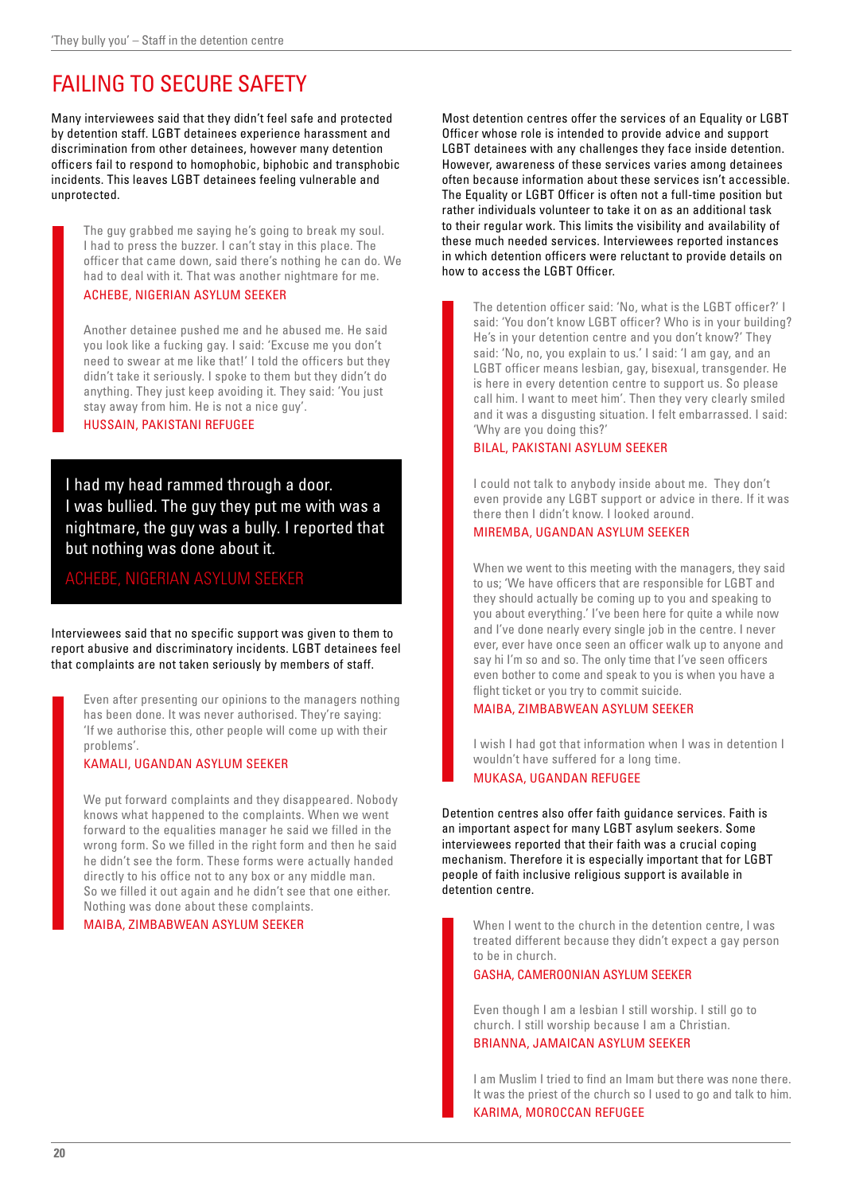## FAILING TO SECURE SAFETY

Many interviewees said that they didn't feel safe and protected by detention staff. LGBT detainees experience harassment and discrimination from other detainees, however many detention officers fail to respond to homophobic, biphobic and transphobic incidents. This leaves LGBT detainees feeling vulnerable and unprotected.

> The guy grabbed me saying he's going to break my soul. I had to press the buzzer. I can't stay in this place. The officer that came down, said there's nothing he can do. We had to deal with it. That was another nightmare for me.
>
> ACHEBE, NIGERIAN ASYLUM SEEKER

> Another detainee pushed me and he abused me. He said you look like a fucking gay. I said: 'Excuse me you don't need to swear at me like that!' I told the officers but they didn't take it seriously. I spoke to them but they didn't do anything. They just keep avoiding it. They said: 'You just stay away from him. He is not a nice guy'.
>
> HUSSAIN, PAKISTANI REFUGEE

> I had my head rammed through a door. I was bullied. The guy they put me with was a nightmare, the guy was a bully. I reported that but nothing was done about it.
>
> ACHEBE, NIGERIAN ASYLUM SEEKER

Interviewees said that no specific support was given to them to report abusive and discriminatory incidents. LGBT detainees feel that complaints are not taken seriously by members of staff.

> Even after presenting our opinions to the managers nothing has been done. It was never authorised. They're saying: 'If we authorise this, other people will come up with their problems'.
>
> KAMALI, UGANDAN ASYLUM SEEKER

> We put forward complaints and they disappeared. Nobody knows what happened to the complaints. When we went forward to the equalities manager he said we filled in the wrong form. So we filled in the right form and then he said he didn't see the form. These forms were actually handed directly to his office not to any box or any middle man. So we filled it out again and he didn't see that one either. Nothing was done about these complaints.
>
> MAIBA, ZIMBABWEAN ASYLUM SEEKER

Most detention centres offer the services of an Equality or LGBT Officer whose role is intended to provide advice and support LGBT detainees with any challenges they face inside detention. However, awareness of these services varies among detainees often because information about these services isn't accessible. The Equality or LGBT Officer is often not a full-time position but rather individuals volunteer to take it on as an additional task to their regular work. This limits the visibility and availability of these much needed services. Interviewees reported instances in which detention officers were reluctant to provide details on how to access the LGBT Officer.

> The detention officer said: 'No, what is the LGBT officer?' I said: 'You don't know LGBT officer? Who is in your building? He's in your detention centre and you don't know?' They said: 'No, no, you explain to us.' I said: 'I am gay, and an LGBT officer means lesbian, gay, bisexual, transgender. He is here in every detention centre to support us. So please call him. I want to meet him'. Then they very clearly smiled and it was a disgusting situation. I felt embarrassed. I said: 'Why are you doing this?'
>
> BILAL, PAKISTANI ASYLUM SEEKER

> I could not talk to anybody inside about me. They don't even provide any LGBT support or advice in there. If it was there then I didn't know. I looked around.
>
> MIREMBA, UGANDAN ASYLUM SEEKER

> When we went to this meeting with the managers, they said to us; 'We have officers that are responsible for LGBT and they should actually be coming up to you and speaking to you about everything.' I've been here for quite a while now and I've done nearly every single job in the centre. I never ever, ever have once seen an officer walk up to anyone and say hi I'm so and so. The only time that I've seen officers even bother to come and speak to you is when you have a flight ticket or you try to commit suicide.
>
> MAIBA, ZIMBABWEAN ASYLUM SEEKER

> I wish I had got that information when I was in detention I wouldn't have suffered for a long time.
>
> MUKASA, UGANDAN REFUGEE

Detention centres also offer faith guidance services. Faith is an important aspect for many LGBT asylum seekers. Some interviewees reported that their faith was a crucial coping mechanism. Therefore it is especially important that for LGBT people of faith inclusive religious support is available in detention centre.

> When I went to the church in the detention centre, I was treated different because they didn't expect a gay person to be in church.
>
> GASHA, CAMEROONIAN ASYLUM SEEKER

> Even though I am a lesbian I still worship. I still go to church. I still worship because I am a Christian.
>
> BRIANNA, JAMAICAN ASYLUM SEEKER

> I am Muslim I tried to find an Imam but there was none there. It was the priest of the church so I used to go and talk to him.
>
> KARIMA, MOROCCAN REFUGEE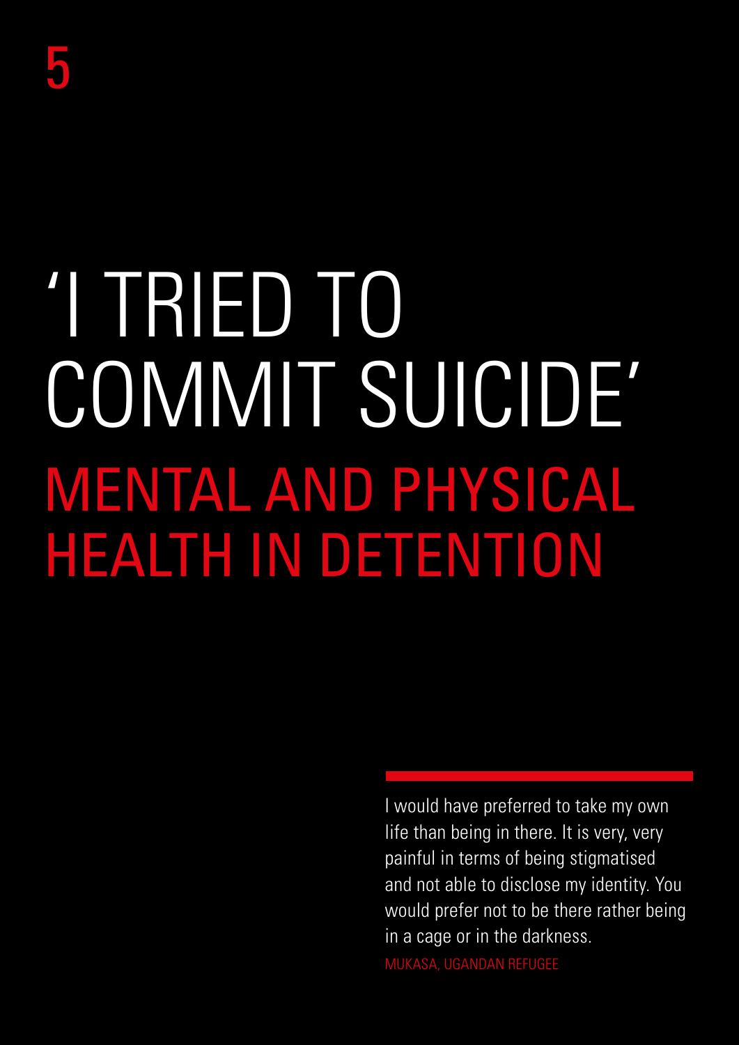5

# 'I TRIED TO COMMIT SUICIDE'

## MENTAL AND PHYSICAL HEALTH IN DETENTION

I would have preferred to take my own life than being in there. It is very, very painful in terms of being stigmatised and not able to disclose my identity. You would prefer not to be there rather being in a cage or in the darkness.

MUKASA, UGANDAN REFUGEE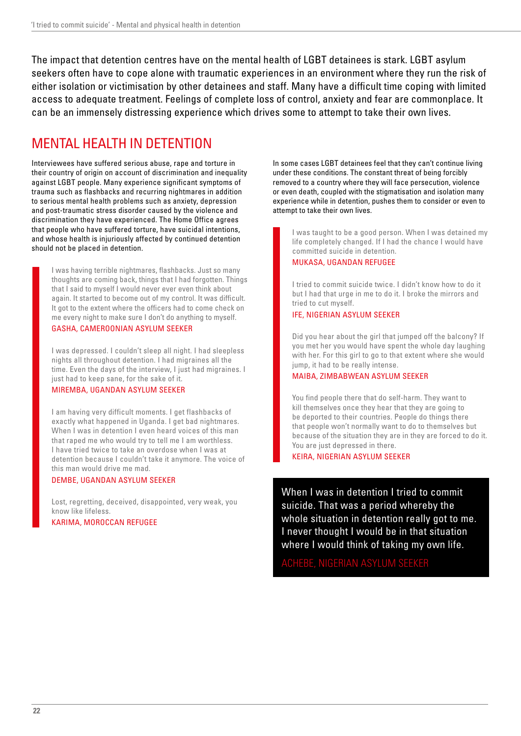The impact that detention centres have on the mental health of LGBT detainees is stark. LGBT asylum seekers often have to cope alone with traumatic experiences in an environment where they run the risk of either isolation or victimisation by other detainees and staff. Many have a difficult time coping with limited access to adequate treatment. Feelings of complete loss of control, anxiety and fear are commonplace. It can be an immensely distressing experience which drives some to attempt to take their own lives.

## MENTAL HEALTH IN DETENTION

Interviewees have suffered serious abuse, rape and torture in their country of origin on account of discrimination and inequality against LGBT people. Many experience significant symptoms of trauma such as flashbacks and recurring nightmares in addition to serious mental health problems such as anxiety, depression and post-traumatic stress disorder caused by the violence and discrimination they have experienced. The Home Office agrees that people who have suffered torture, have suicidal intentions, and whose health is injuriously affected by continued detention should not be placed in detention.

> I was having terrible nightmares, flashbacks. Just so many thoughts are coming back, things that I had forgotten. Things that I said to myself I would never ever even think about again. It started to become out of my control. It was difficult. It got to the extent where the officers had to come check on me every night to make sure I don't do anything to myself.
>
> GASHA, CAMEROONIAN ASYLUM SEEKER

> I was depressed. I couldn't sleep all night. I had sleepless nights all throughout detention. I had migraines all the time. Even the days of the interview, I just had migraines. I just had to keep sane, for the sake of it.
>
> MIREMBA, UGANDAN ASYLUM SEEKER

> I am having very difficult moments. I get flashbacks of exactly what happened in Uganda. I get bad nightmares. When I was in detention I even heard voices of this man that raped me who would try to tell me I am worthless. I have tried twice to take an overdose when I was at detention because I couldn't take it anymore. The voice of this man would drive me mad.
>
> DEMBE, UGANDAN ASYLUM SEEKER

> Lost, regretting, deceived, disappointed, very weak, you know like lifeless.
>
> KARIMA, MOROCCAN REFUGEE

In some cases LGBT detainees feel that they can't continue living under these conditions. The constant threat of being forcibly removed to a country where they will face persecution, violence or even death, coupled with the stigmatisation and isolation many experience while in detention, pushes them to consider or even to attempt to take their own lives.

> I was taught to be a good person. When I was detained my life completely changed. If I had the chance I would have committed suicide in detention.
>
> MUKASA, UGANDAN REFUGEE

> I tried to commit suicide twice. I didn't know how to do it but I had that urge in me to do it. I broke the mirrors and tried to cut myself.
>
> IFE, NIGERIAN ASYLUM SEEKER

> Did you hear about the girl that jumped off the balcony? If you met her you would have spent the whole day laughing with her. For this girl to go to that extent where she would jump, it had to be really intense.
>
> MAIBA, ZIMBABWEAN ASYLUM SEEKER

> You find people there that do self-harm. They want to kill themselves once they hear that they are going to be deported to their countries. People do things there that people won't normally want to do to themselves but because of the situation they are in they are forced to do it. You are just depressed in there.
>
> KEIRA, NIGERIAN ASYLUM SEEKER

> When I was in detention I tried to commit suicide. That was a period whereby the whole situation in detention really got to me. I never thought I would be in that situation where I would think of taking my own life.
>
> ACHEBE, NIGERIAN ASYLUM SEEKER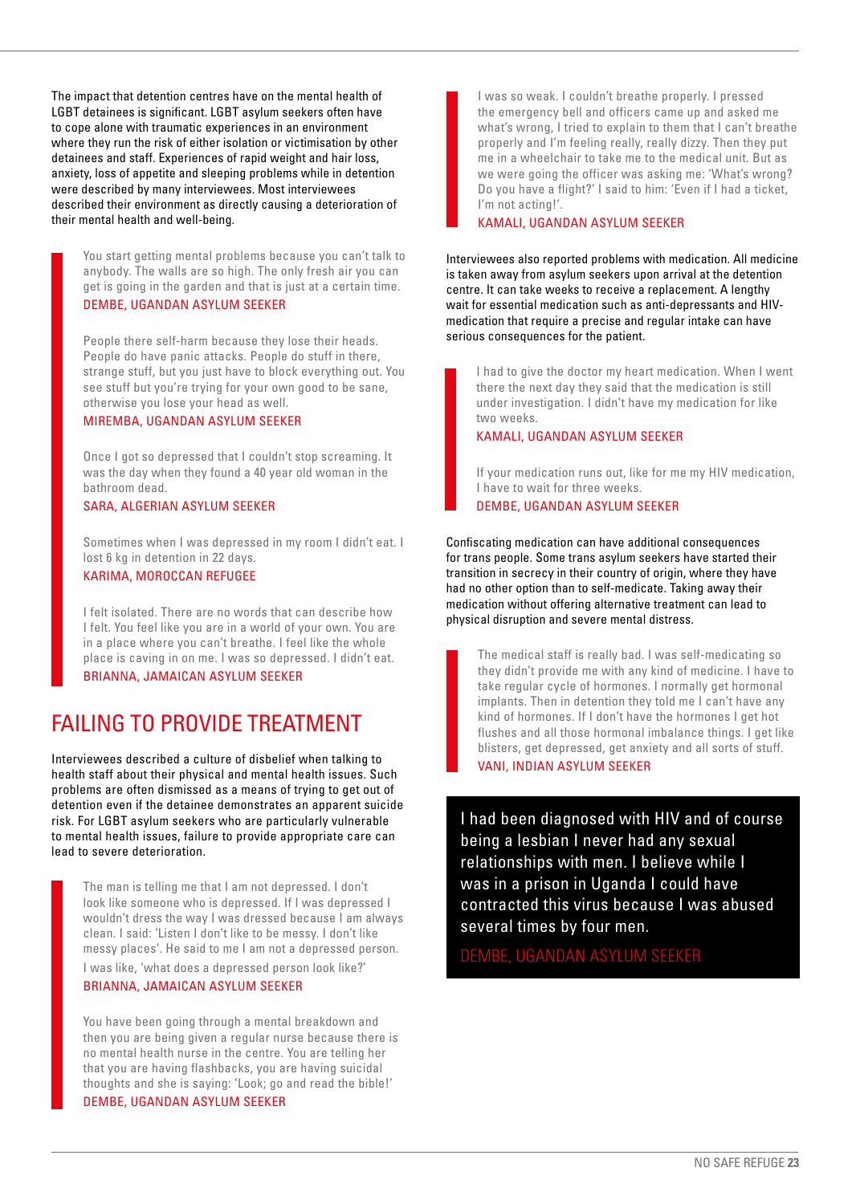The impact that detention centres have on the mental health of LGBT detainees is significant. LGBT asylum seekers often have to cope alone with traumatic experiences in an environment where they run the risk of either isolation or victimisation by other detainees and staff. Experiences of rapid weight and hair loss, anxiety, loss of appetite and sleeping problems while in detention were described by many interviewees. Most interviewees described their environment as directly causing a deterioration of their mental health and well-being.

> You start getting mental problems because you can't talk to anybody. The walls are so high. The only fresh air you can get is going in the garden and that is just at a certain time.
>
> DEMBE, UGANDAN ASYLUM SEEKER

> People there self-harm because they lose their heads. People do have panic attacks. People do stuff in there, strange stuff, but you just have to block everything out. You see stuff but you're trying for your own good to be sane, otherwise you lose your head as well.
>
> MIREMBA, UGANDAN ASYLUM SEEKER

> Once I got so depressed that I couldn't stop screaming. It was the day when they found a 40 year old woman in the bathroom dead.
>
> SARA, ALGERIAN ASYLUM SEEKER

> Sometimes when I was depressed in my room I didn't eat. I lost 6 kg in detention in 22 days.
>
> KARIMA, MOROCCAN REFUGEE

> I felt isolated. There are no words that can describe how I felt. You feel like you are in a world of your own. You are in a place where you can't breathe. I feel like the whole place is caving in on me. I was so depressed. I didn't eat.
>
> BRIANNA, JAMAICAN ASYLUM SEEKER

## FAILING TO PROVIDE TREATMENT

Interviewees described a culture of disbelief when talking to health staff about their physical and mental health issues. Such problems are often dismissed as a means of trying to get out of detention even if the detainee demonstrates an apparent suicide risk. For LGBT asylum seekers who are particularly vulnerable to mental health issues, failure to provide appropriate care can lead to severe deterioration.

> The man is telling me that I am not depressed. I don't look like someone who is depressed. If I was depressed I wouldn't dress the way I was dressed because I am always clean. I said: 'Listen I don't like to be messy. I don't like messy places'. He said to me I am not a depressed person. I was like, 'what does a depressed person look like?'
>
> BRIANNA, JAMAICAN ASYLUM SEEKER

> You have been going through a mental breakdown and then you are being given a regular nurse because there is no mental health nurse in the centre. You are telling her that you are having flashbacks, you are having suicidal thoughts and she is saying: 'Look; go and read the bible!'
>
> DEMBE, UGANDAN ASYLUM SEEKER

> I was so weak. I couldn't breathe properly. I pressed the emergency bell and officers came up and asked me what's wrong, I tried to explain to them that I can't breathe properly and I'm feeling really, really dizzy. Then they put me in a wheelchair to take me to the medical unit. But as we were going the officer was asking me: 'What's wrong? Do you have a flight?' I said to him: 'Even if I had a ticket, I'm not acting!'.
>
> KAMALI, UGANDAN ASYLUM SEEKER

Interviewees also reported problems with medication. All medicine is taken away from asylum seekers upon arrival at the detention centre. It can take weeks to receive a replacement. A lengthy wait for essential medication such as anti-depressants and HIV-medication that require a precise and regular intake can have serious consequences for the patient.

> I had to give the doctor my heart medication. When I went there the next day they said that the medication is still under investigation. I didn't have my medication for like two weeks.
>
> KAMALI, UGANDAN ASYLUM SEEKER

> If your medication runs out, like for me my HIV medication, I have to wait for three weeks.
>
> DEMBE, UGANDAN ASYLUM SEEKER

Confiscating medication can have additional consequences for trans people. Some trans asylum seekers have started their transition in secrecy in their country of origin, where they have had no other option than to self-medicate. Taking away their medication without offering alternative treatment can lead to physical disruption and severe mental distress.

> The medical staff is really bad. I was self-medicating so they didn't provide me with any kind of medicine. I have to take regular cycle of hormones. I normally get hormonal implants. Then in detention they told me I can't have any kind of hormones. If I don't have the hormones I get hot flushes and all those hormonal imbalance things. I get like blisters, get depressed, get anxiety and all sorts of stuff.
>
> VANI, INDIAN ASYLUM SEEKER

> I had been diagnosed with HIV and of course being a lesbian I never had any sexual relationships with men. I believe while I was in a prison in Uganda I could have contracted this virus because I was abused several times by four men.
>
> DEMBE, UGANDAN ASYLUM SEEKER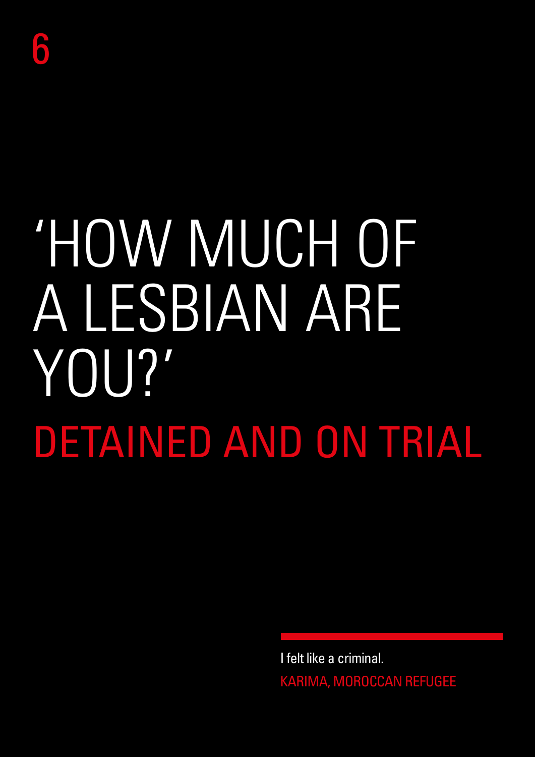6

# 'HOW MUCH OF A LESBIAN ARE YOU?'

## DETAINED AND ON TRIAL

I felt like a criminal.

KARIMA, MOROCCAN REFUGEE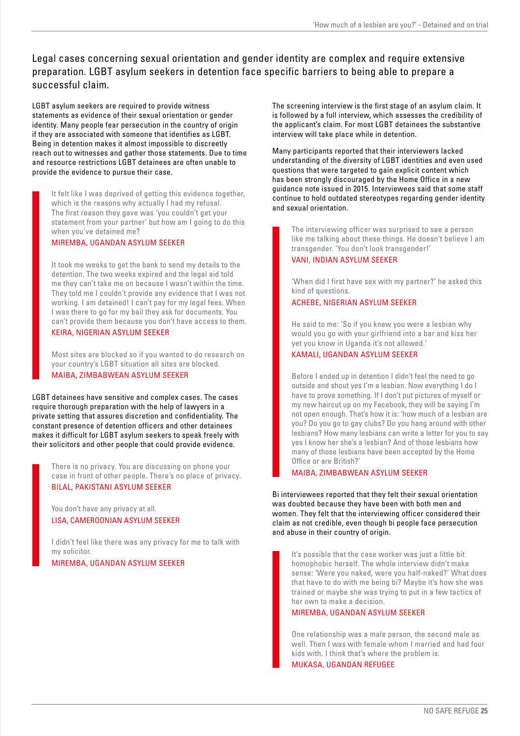## Legal cases concerning sexual orientation and gender identity are complex and require extensive preparation. LGBT asylum seekers in detention face specific barriers to being able to prepare a successful claim.

LGBT asylum seekers are required to provide witness statements as evidence of their sexual orientation or gender identity. Many people fear persecution in the country of origin if they are associated with someone that identifies as LGBT. Being in detention makes it almost impossible to discreetly reach out to witnesses and gather those statements. Due to time and resource restrictions LGBT detainees are often unable to provide the evidence to pursue their case.

> It felt like I was deprived of getting this evidence together, which is the reasons why actually I had my refusal. The first reason they gave was 'you couldn't get your statement from your partner' but how am I going to do this when you've detained me?
>
> MIREMBA, UGANDAN ASYLUM SEEKER

> It took me weeks to get the bank to send my details to the detention. The two weeks expired and the legal aid told me they can't take me on because I wasn't within the time. They told me I couldn't provide any evidence that I was not working. I am detained! I can't pay for my legal fees. When I was there to go for my bail they ask for documents. You can't provide them because you don't have access to them.
>
> KEIRA, NIGERIAN ASYLUM SEEKER

> Most sites are blocked so if you wanted to do research on your country's LGBT situation all sites are blocked.
>
> MAIBA, ZIMBABWEAN ASYLUM SEEKER

LGBT detainees have sensitive and complex cases. The cases require thorough preparation with the help of lawyers in a private setting that assures discretion and confidentiality. The constant presence of detention officers and other detainees makes it difficult for LGBT asylum seekers to speak freely with their solicitors and other people that could provide evidence.

> There is no privacy. You are discussing on phone your case in front of other people. There's no place of privacy.
>
> BILAL, PAKISTANI ASYLUM SEEKER

> You don't have any privacy at all.
>
> LISA, CAMEROONIAN ASYLUM SEEKER

> I didn't feel like there was any privacy for me to talk with my solicitor.
>
> MIREMBA, UGANDAN ASYLUM SEEKER

The screening interview is the first stage of an asylum claim. It is followed by a full interview, which assesses the credibility of the applicant's claim. For most LGBT detainees the substantive interview will take place while in detention.

Many participants reported that their interviewers lacked understanding of the diversity of LGBT identities and even used questions that were targeted to gain explicit content which has been strongly discouraged by the Home Office in a new guidance note issued in 2015. Interviewees said that some staff continue to hold outdated stereotypes regarding gender identity and sexual orientation.

> The interviewing officer was surprised to see a person like me talking about these things. He doesn't believe I am transgender. 'You don't look transgender!'
>
> VANI, INDIAN ASYLUM SEEKER

> 'When did I first have sex with my partner?' he asked this kind of questions.
>
> ACHEBE, NIGERIAN ASYLUM SEEKER

> He said to me: 'So if you knew you were a lesbian why would you go with your girlfriend into a bar and kiss her yet you know in Uganda it's not allowed.'
>
> KAMALI, UGANDAN ASYLUM SEEKER

> Before I ended up in detention I didn't feel the need to go outside and shout yes I'm a lesbian. Now everything I do I have to prove something. If I don't put pictures of myself or my new haircut up on my Facebook, they will be saying I'm not open enough. That's how it is: 'how much of a lesbian are you? Do you go to gay clubs? Do you hang around with other lesbians? How many lesbians can write a letter for you to say yes I know her she's a lesbian? And of those lesbians how many of those lesbians have been accepted by the Home Office or are British?'
>
> MAIBA, ZIMBABWEAN ASYLUM SEEKER

Bi interviewees reported that they felt their sexual orientation was doubted because they have been with both men and women. They felt that the interviewing officer considered their claim as not credible, even though bi people face persecution and abuse in their country of origin.

> It's possible that the case worker was just a little bit homophobic herself. The whole interview didn't make sense: 'Were you naked, were you half-naked?' What does that have to do with me being bi? Maybe it's how she was trained or maybe she was trying to put in a few tactics of her own to make a decision.
>
> MIREMBA, UGANDAN ASYLUM SEEKER

> One relationship was a male person, the second male as well. Then I was with female whom I married and had four kids with. I think that's where the problem is.
>
> MUKASA, UGANDAN REFUGEE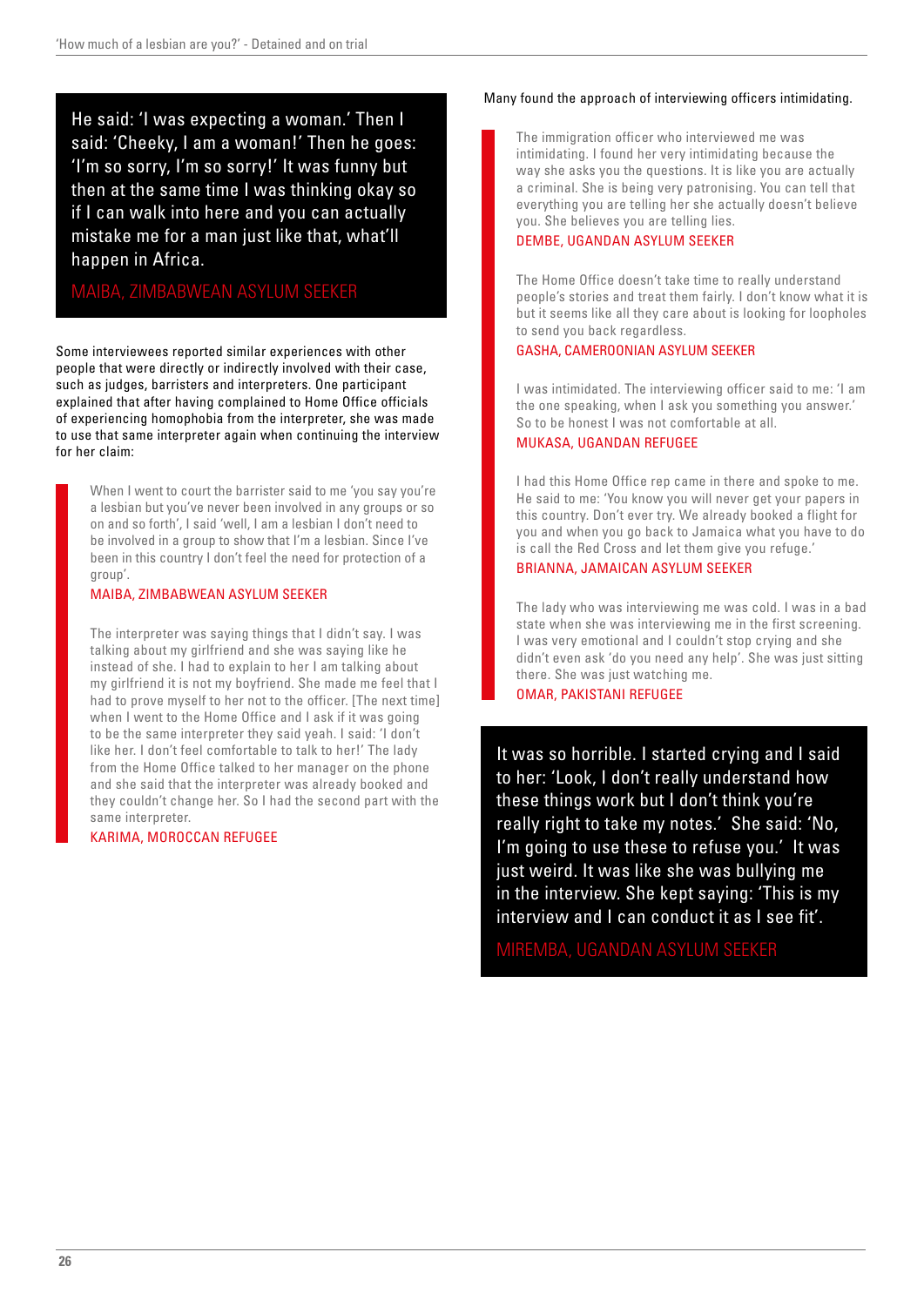> He said: 'I was expecting a woman.' Then I said: 'Cheeky, I am a woman!' Then he goes: 'I'm so sorry, I'm so sorry!' It was funny but then at the same time I was thinking okay so if I can walk into here and you can actually mistake me for a man just like that, what'll happen in Africa.
>
> MAIBA, ZIMBABWEAN ASYLUM SEEKER

Some interviewees reported similar experiences with other people that were directly or indirectly involved with their case, such as judges, barristers and interpreters. One participant explained that after having complained to Home Office officials of experiencing homophobia from the interpreter, she was made to use that same interpreter again when continuing the interview for her claim:

> When I went to court the barrister said to me 'you say you're a lesbian but you've never been involved in any groups or so on and so forth', I said 'well, I am a lesbian I don't need to be involved in a group to show that I'm a lesbian. Since I've been in this country I don't feel the need for protection of a group'.
>
> MAIBA, ZIMBABWEAN ASYLUM SEEKER

> The interpreter was saying things that I didn't say. I was talking about my girlfriend and she was saying like he instead of she. I had to explain to her I am talking about my girlfriend it is not my boyfriend. She made me feel that I had to prove myself to her not to the officer. [The next time] when I went to the Home Office and I ask if it was going to be the same interpreter they said yeah. I said: 'I don't like her. I don't feel comfortable to talk to her!' The lady from the Home Office talked to her manager on the phone and she said that the interpreter was already booked and they couldn't change her. So I had the second part with the same interpreter.
>
> KARIMA, MOROCCAN REFUGEE

Many found the approach of interviewing officers intimidating.

> The immigration officer who interviewed me was intimidating. I found her very intimidating because the way she asks you the questions. It is like you are actually a criminal. She is being very patronising. You can tell that everything you are telling her she actually doesn't believe you. She believes you are telling lies.
>
> DEMBE, UGANDAN ASYLUM SEEKER

> The Home Office doesn't take time to really understand people's stories and treat them fairly. I don't know what it is but it seems like all they care about is looking for loopholes to send you back regardless.
>
> GASHA, CAMEROONIAN ASYLUM SEEKER

> I was intimidated. The interviewing officer said to me: 'I am the one speaking, when I ask you something you answer.' So to be honest I was not comfortable at all.
>
> MUKASA, UGANDAN REFUGEE

> I had this Home Office rep came in there and spoke to me. He said to me: 'You know you will never get your papers in this country. Don't ever try. We already booked a flight for you and when you go back to Jamaica what you have to do is call the Red Cross and let them give you refuge.'
>
> BRIANNA, JAMAICAN ASYLUM SEEKER

> The lady who was interviewing me was cold. I was in a bad state when she was interviewing me in the first screening. I was very emotional and I couldn't stop crying and she didn't even ask 'do you need any help'. She was just sitting there. She was just watching me.
>
> OMAR, PAKISTANI REFUGEE

> It was so horrible. I started crying and I said to her: 'Look, I don't really understand how these things work but I don't think you're really right to take my notes.' She said: 'No, I'm going to use these to refuse you.' It was just weird. It was like she was bullying me in the interview. She kept saying: 'This is my interview and I can conduct it as I see fit'.
>
> MIREMBA, UGANDAN ASYLUM SEEKER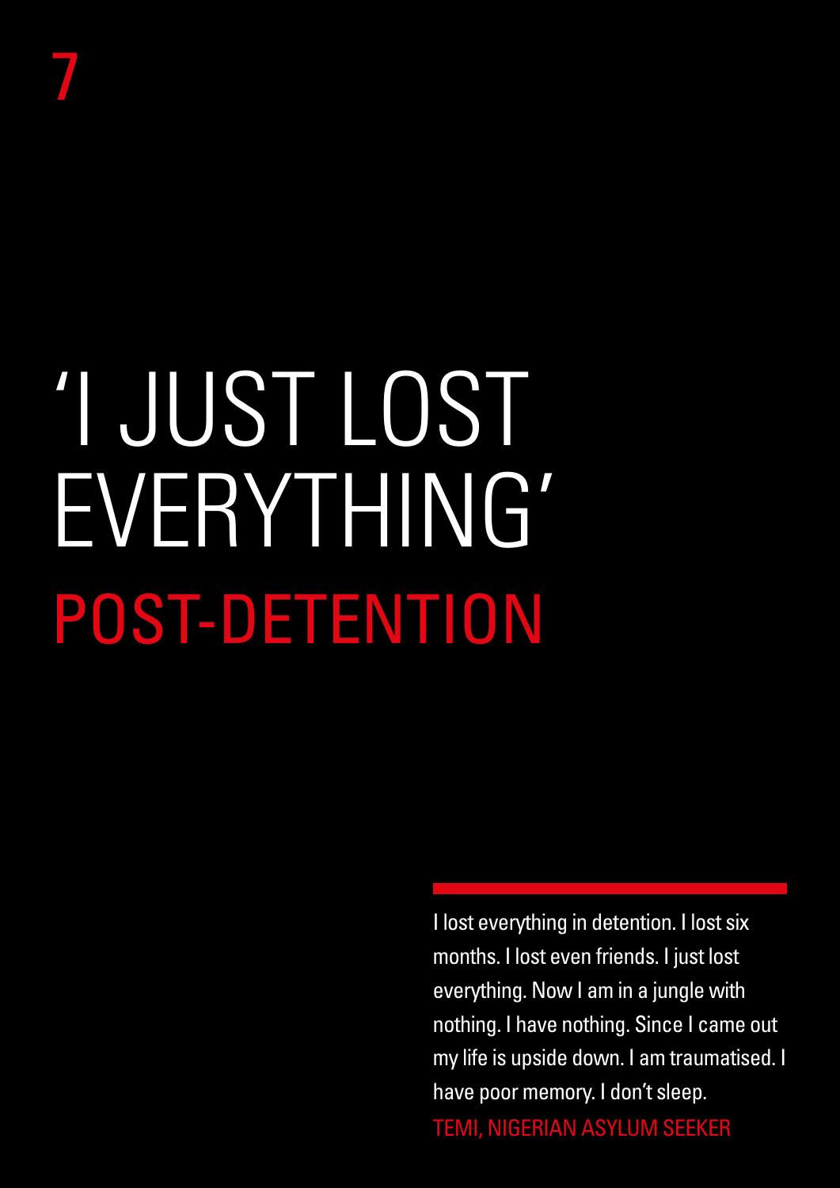# 7

# ‘I JUST LOST EVERYTHING’

## POST-DETENTION

I lost everything in detention. I lost six months. I lost even friends. I just lost everything. Now I am in a jungle with nothing. I have nothing. Since I came out my life is upside down. I am traumatised. I have poor memory. I don’t sleep.

TEMI, NIGERIAN ASYLUM SEEKER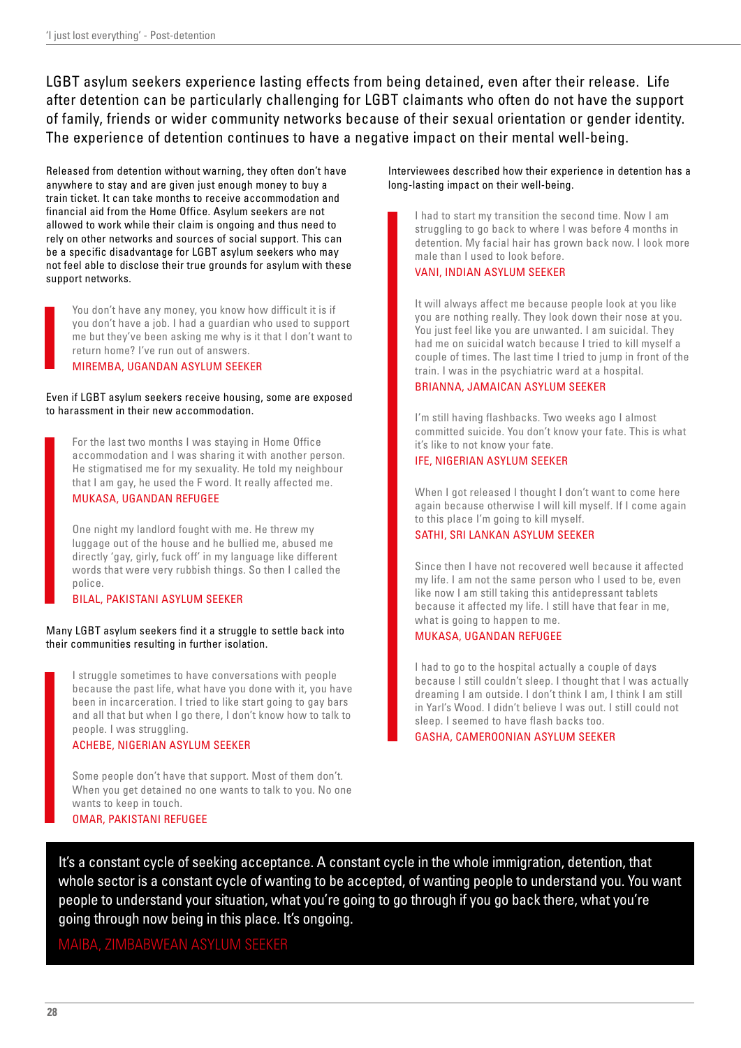LGBT asylum seekers experience lasting effects from being detained, even after their release. Life after detention can be particularly challenging for LGBT claimants who often do not have the support of family, friends or wider community networks because of their sexual orientation or gender identity. The experience of detention continues to have a negative impact on their mental well-being.

Released from detention without warning, they often don't have anywhere to stay and are given just enough money to buy a train ticket. It can take months to receive accommodation and financial aid from the Home Office. Asylum seekers are not allowed to work while their claim is ongoing and thus need to rely on other networks and sources of social support. This can be a specific disadvantage for LGBT asylum seekers who may not feel able to disclose their true grounds for asylum with these support networks.

> You don't have any money, you know how difficult it is if you don't have a job. I had a guardian who used to support me but they've been asking me why is it that I don't want to return home? I've run out of answers.
>
> MIREMBA, UGANDAN ASYLUM SEEKER

Even if LGBT asylum seekers receive housing, some are exposed to harassment in their new accommodation.

> For the last two months I was staying in Home Office accommodation and I was sharing it with another person. He stigmatised me for my sexuality. He told my neighbour that I am gay, he used the F word. It really affected me.
>
> MUKASA, UGANDAN REFUGEE

> One night my landlord fought with me. He threw my luggage out of the house and he bullied me, abused me directly 'gay, girly, fuck off' in my language like different words that were very rubbish things. So then I called the police.
>
> BILAL, PAKISTANI ASYLUM SEEKER

Many LGBT asylum seekers find it a struggle to settle back into their communities resulting in further isolation.

> I struggle sometimes to have conversations with people because the past life, what have you done with it, you have been in incarceration. I tried to like start going to gay bars and all that but when I go there, I don't know how to talk to people. I was struggling.
>
> ACHEBE, NIGERIAN ASYLUM SEEKER

> Some people don't have that support. Most of them don't. When you get detained no one wants to talk to you. No one wants to keep in touch.
>
> OMAR, PAKISTANI REFUGEE

Interviewees described how their experience in detention has a long-lasting impact on their well-being.

> I had to start my transition the second time. Now I am struggling to go back to where I was before 4 months in detention. My facial hair has grown back now. I look more male than I used to look before.
>
> VANI, INDIAN ASYLUM SEEKER

> It will always affect me because people look at you like you are nothing really. They look down their nose at you. You just feel like you are unwanted. I am suicidal. They had me on suicidal watch because I tried to kill myself a couple of times. The last time I tried to jump in front of the train. I was in the psychiatric ward at a hospital.
>
> BRIANNA, JAMAICAN ASYLUM SEEKER

> I'm still having flashbacks. Two weeks ago I almost committed suicide. You don't know your fate. This is what it's like to not know your fate.
>
> IFE, NIGERIAN ASYLUM SEEKER

> When I got released I thought I don't want to come here again because otherwise I will kill myself. If I come again to this place I'm going to kill myself.
>
> SATHI, SRI LANKAN ASYLUM SEEKER

> Since then I have not recovered well because it affected my life. I am not the same person who I used to be, even like now I am still taking this antidepressant tablets because it affected my life. I still have that fear in me, what is going to happen to me.
>
> MUKASA, UGANDAN REFUGEE

> I had to go to the hospital actually a couple of days because I still couldn't sleep. I thought that I was actually dreaming I am outside. I don't think I am, I think I am still in Yarl's Wood. I didn't believe I was out. I still could not sleep. I seemed to have flash backs too.
>
> GASHA, CAMEROONIAN ASYLUM SEEKER

> It's a constant cycle of seeking acceptance. A constant cycle in the whole immigration, detention, that whole sector is a constant cycle of wanting to be accepted, of wanting people to understand you. You want people to understand your situation, what you're going to go through if you go back there, what you're going through now being in this place. It's ongoing.
>
> MAIBA, ZIMBABWEAN ASYLUM SEEKER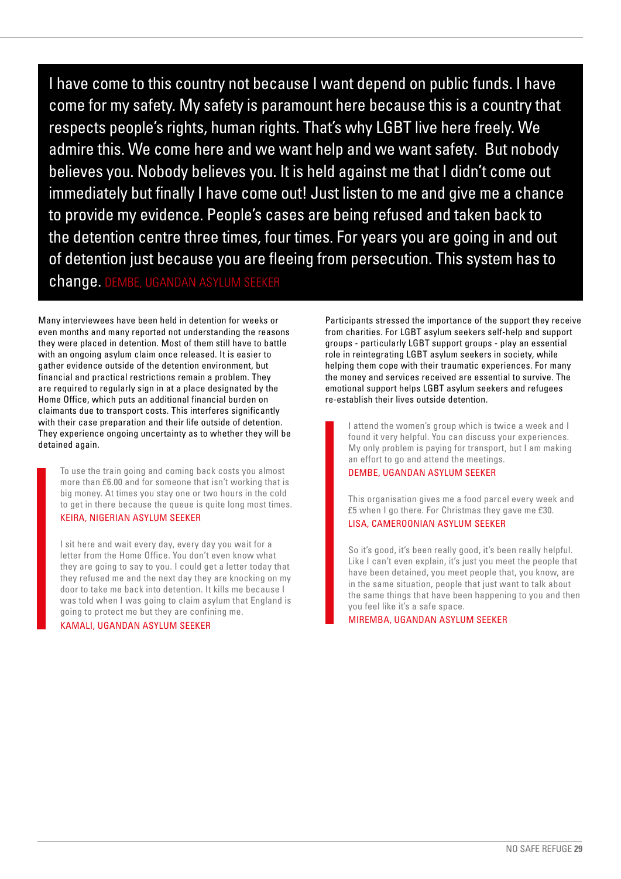> I have come to this country not because I want depend on public funds. I have come for my safety. My safety is paramount here because this is a country that respects people's rights, human rights. That's why LGBT live here freely. We admire this. We come here and we want help and we want safety. But nobody believes you. Nobody believes you. It is held against me that I didn't come out immediately but finally I have come out! Just listen to me and give me a chance to provide my evidence. People's cases are being refused and taken back to the detention centre three times, four times. For years you are going in and out of detention just because you are fleeing from persecution. This system has to change. DEMBE, UGANDAN ASYLUM SEEKER

Many interviewees have been held in detention for weeks or even months and many reported not understanding the reasons they were placed in detention. Most of them still have to battle with an ongoing asylum claim once released. It is easier to gather evidence outside of the detention environment, but financial and practical restrictions remain a problem. They are required to regularly sign in at a place designated by the Home Office, which puts an additional financial burden on claimants due to transport costs. This interferes significantly with their case preparation and their life outside of detention. They experience ongoing uncertainty as to whether they will be detained again.

> To use the train going and coming back costs you almost more than £6.00 and for someone that isn't working that is big money. At times you stay one or two hours in the cold to get in there because the queue is quite long most times.
> KEIRA, NIGERIAN ASYLUM SEEKER

> I sit here and wait every day, every day you wait for a letter from the Home Office. You don't even know what they are going to say to you. I could get a letter today that they refused me and the next day they are knocking on my door to take me back into detention. It kills me because I was told when I was going to claim asylum that England is going to protect me but they are confining me.
> KAMALI, UGANDAN ASYLUM SEEKER

Participants stressed the importance of the support they receive from charities. For LGBT asylum seekers self-help and support groups - particularly LGBT support groups - play an essential role in reintegrating LGBT asylum seekers in society, while helping them cope with their traumatic experiences. For many the money and services received are essential to survive. The emotional support helps LGBT asylum seekers and refugees re-establish their lives outside detention.

> I attend the women's group which is twice a week and I found it very helpful. You can discuss your experiences. My only problem is paying for transport, but I am making an effort to go and attend the meetings.
> DEMBE, UGANDAN ASYLUM SEEKER

> This organisation gives me a food parcel every week and £5 when I go there. For Christmas they gave me £30.
> LISA, CAMEROONIAN ASYLUM SEEKER

> So it's good, it's been really good, it's been really helpful. Like I can't even explain, it's just you meet the people that have been detained, you meet people that, you know, are in the same situation, people that just want to talk about the same things that have been happening to you and then you feel like it's a safe space.
> MIREMBA, UGANDAN ASYLUM SEEKER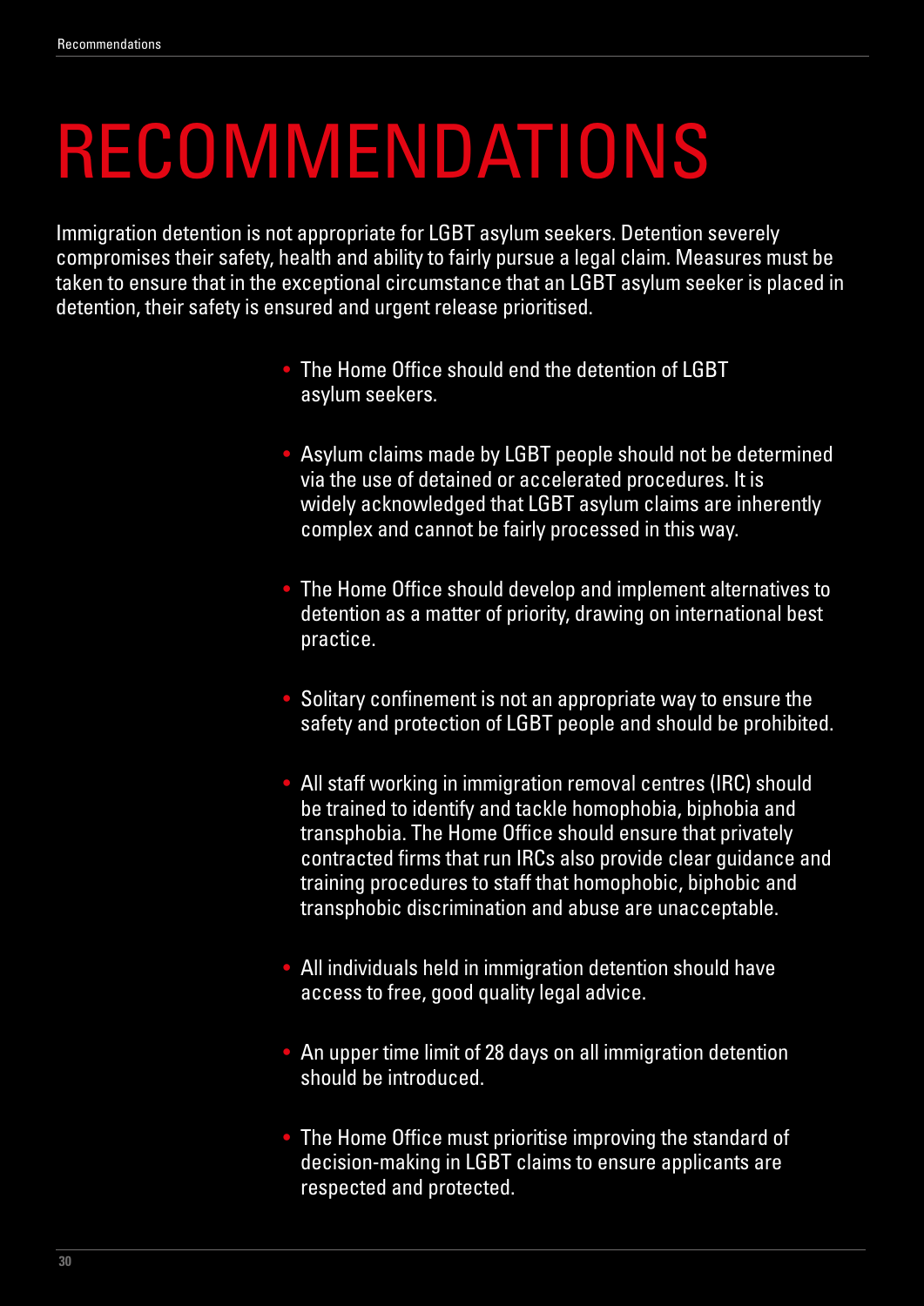# RECOMMENDATIONS

Immigration detention is not appropriate for LGBT asylum seekers. Detention severely compromises their safety, health and ability to fairly pursue a legal claim. Measures must be taken to ensure that in the exceptional circumstance that an LGBT asylum seeker is placed in detention, their safety is ensured and urgent release prioritised.

- The Home Office should end the detention of LGBT asylum seekers.
- Asylum claims made by LGBT people should not be determined via the use of detained or accelerated procedures. It is widely acknowledged that LGBT asylum claims are inherently complex and cannot be fairly processed in this way.
- The Home Office should develop and implement alternatives to detention as a matter of priority, drawing on international best practice.
- Solitary confinement is not an appropriate way to ensure the safety and protection of LGBT people and should be prohibited.
- All staff working in immigration removal centres (IRC) should be trained to identify and tackle homophobia, biphobia and transphobia. The Home Office should ensure that privately contracted firms that run IRCs also provide clear guidance and training procedures to staff that homophobic, biphobic and transphobic discrimination and abuse are unacceptable.
- All individuals held in immigration detention should have access to free, good quality legal advice.
- An upper time limit of 28 days on all immigration detention should be introduced.
- The Home Office must prioritise improving the standard of decision-making in LGBT claims to ensure applicants are respected and protected.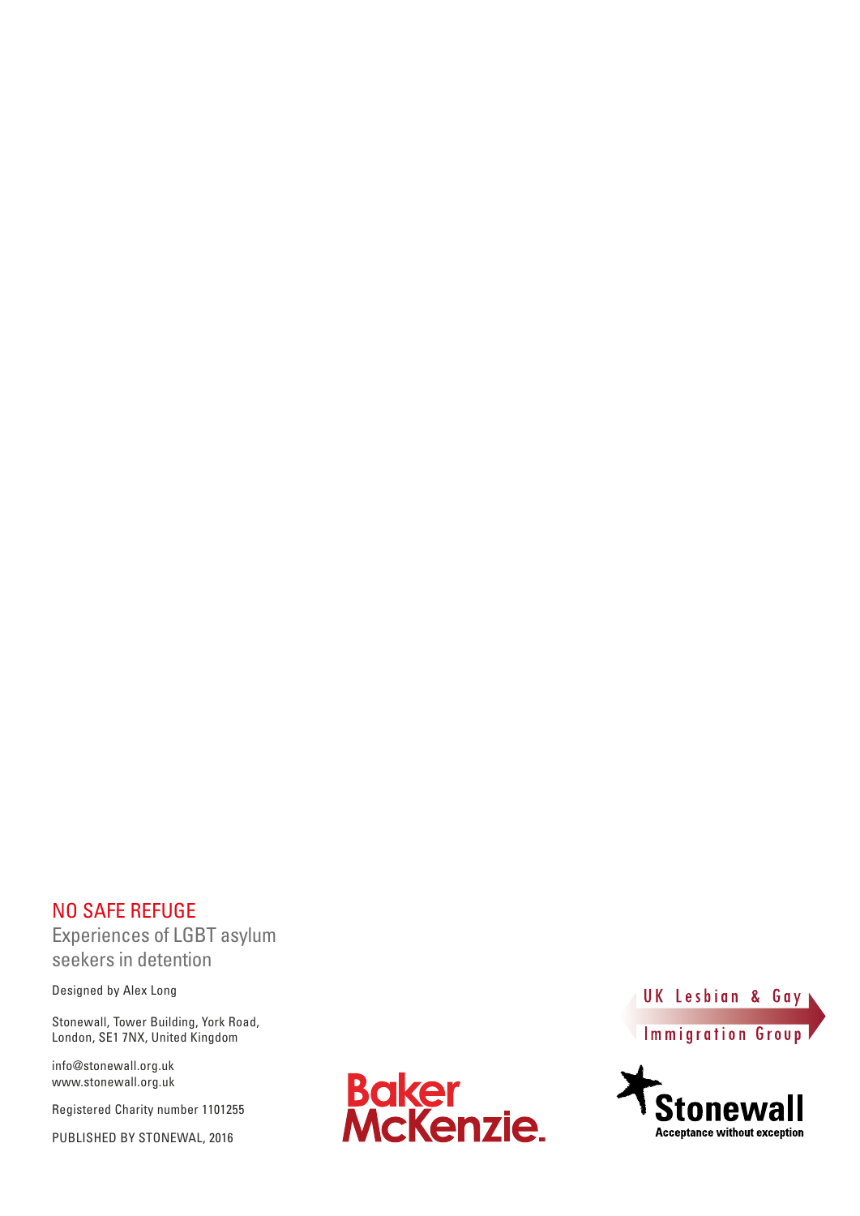NO SAFE REFUGE

Experiences of LGBT asylum seekers in detention

Designed by Alex Long

Stonewall, Tower Building, York Road,
London, SE1 7NX, United Kingdom

info@stonewall.org.uk
www.stonewall.org.uk

Registered Charity number 1101255

PUBLISHED BY STONEWAL, 2016

Baker McKenzie.

UK Lesbian & Gay Immigration Group

Stonewall
Acceptance without exception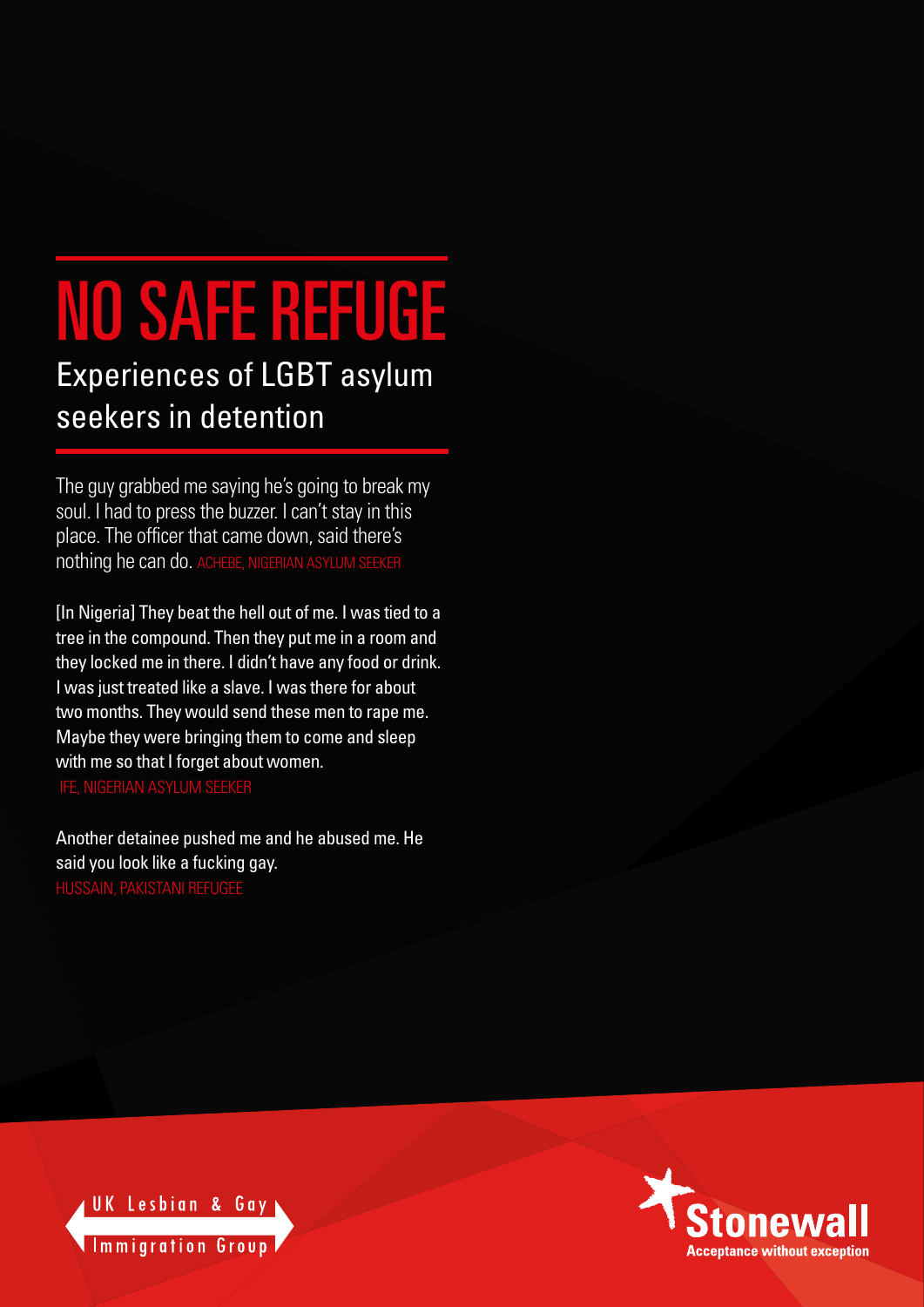# NO SAFE REFUGE

## Experiences of LGBT asylum seekers in detention

The guy grabbed me saying he's going to break my soul. I had to press the buzzer. I can't stay in this place. The officer that came down, said there's nothing he can do. ACHEBE, NIGERIAN ASYLUM SEEKER

[In Nigeria] They beat the hell out of me. I was tied to a tree in the compound. Then they put me in a room and they locked me in there. I didn't have any food or drink. I was just treated like a slave. I was there for about two months. They would send these men to rape me. Maybe they were bringing them to come and sleep with me so that I forget about women.
IFE, NIGERIAN ASYLUM SEEKER

Another detainee pushed me and he abused me. He said you look like a fucking gay.
HUSSAIN, PAKISTANI REFUGEE

UK Lesbian & Gay Immigration Group

Stonewall
Acceptance without exception